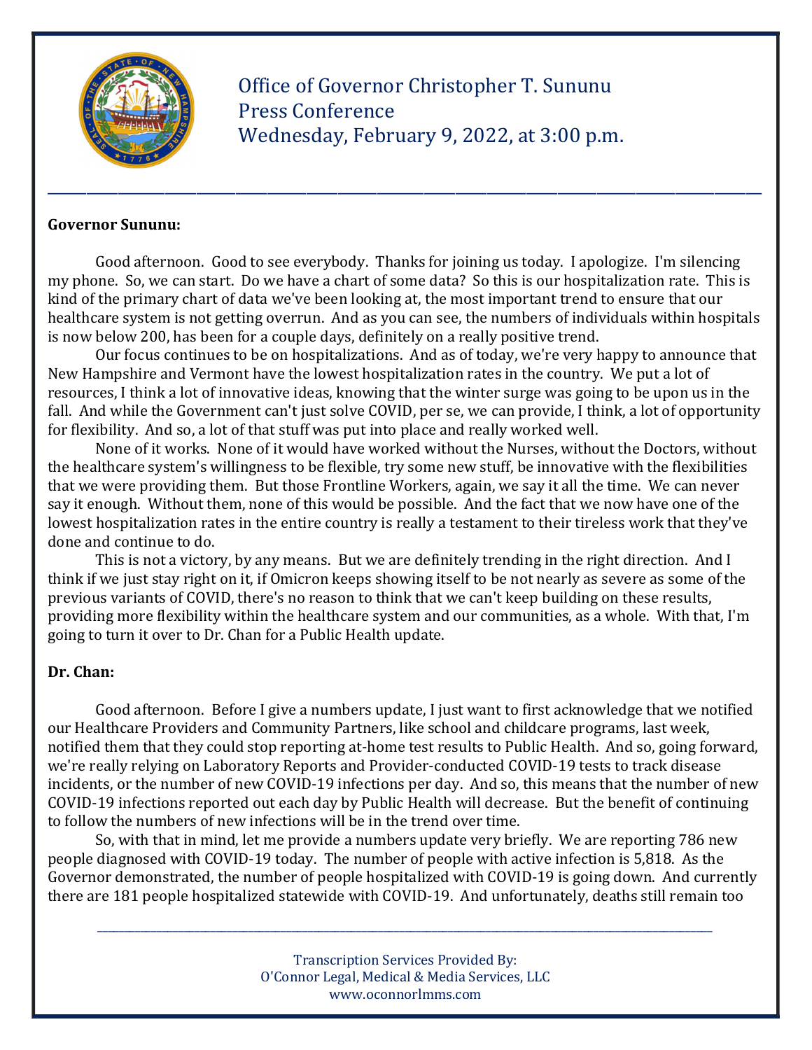Office of Governor Christopher T. Sununu
Press Conference
Wednesday, February 9, 2022, at 3:00 p.m.

---

**Governor Sununu:**

Good afternoon. Good to see everybody. Thanks for joining us today. I apologize. I'm silencing my phone. So, we can start. Do we have a chart of some data? So this is our hospitalization rate. This is kind of the primary chart of data we've been looking at, the most important trend to ensure that our healthcare system is not getting overrun. And as you can see, the numbers of individuals within hospitals is now below 200, has been for a couple days, definitely on a really positive trend.

Our focus continues to be on hospitalizations. And as of today, we're very happy to announce that New Hampshire and Vermont have the lowest hospitalization rates in the country. We put a lot of resources, I think a lot of innovative ideas, knowing that the winter surge was going to be upon us in the fall. And while the Government can't just solve COVID, per se, we can provide, I think, a lot of opportunity for flexibility. And so, a lot of that stuff was put into place and really worked well.

None of it works. None of it would have worked without the Nurses, without the Doctors, without the healthcare system's willingness to be flexible, try some new stuff, be innovative with the flexibilities that we were providing them. But those Frontline Workers, again, we say it all the time. We can never say it enough. Without them, none of this would be possible. And the fact that we now have one of the lowest hospitalization rates in the entire country is really a testament to their tireless work that they've done and continue to do.

This is not a victory, by any means. But we are definitely trending in the right direction. And I think if we just stay right on it, if Omicron keeps showing itself to be not nearly as severe as some of the previous variants of COVID, there's no reason to think that we can't keep building on these results, providing more flexibility within the healthcare system and our communities, as a whole. With that, I'm going to turn it over to Dr. Chan for a Public Health update.

**Dr. Chan:**

Good afternoon. Before I give a numbers update, I just want to first acknowledge that we notified our Healthcare Providers and Community Partners, like school and childcare programs, last week, notified them that they could stop reporting at-home test results to Public Health. And so, going forward, we're really relying on Laboratory Reports and Provider-conducted COVID-19 tests to track disease incidents, or the number of new COVID-19 infections per day. And so, this means that the number of new COVID-19 infections reported out each day by Public Health will decrease. But the benefit of continuing to follow the numbers of new infections will be in the trend over time.

So, with that in mind, let me provide a numbers update very briefly. We are reporting 786 new people diagnosed with COVID-19 today. The number of people with active infection is 5,818. As the Governor demonstrated, the number of people hospitalized with COVID-19 is going down. And currently there are 181 people hospitalized statewide with COVID-19. And unfortunately, deaths still remain too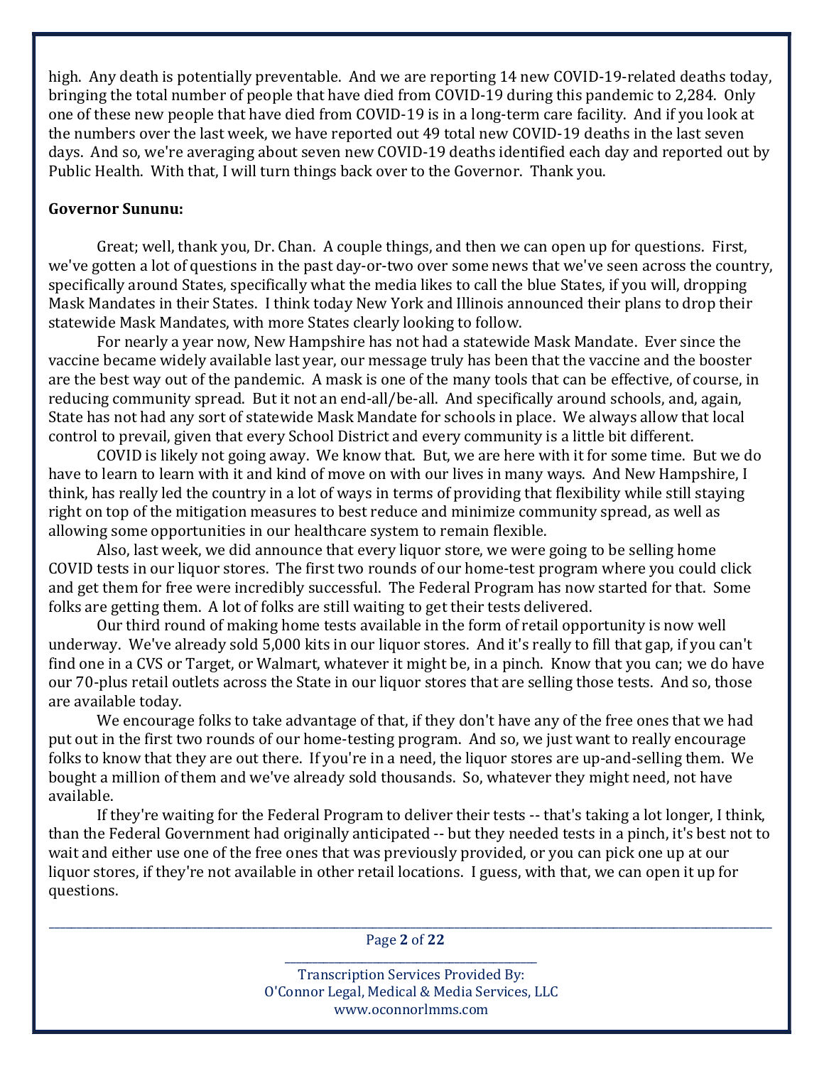high. Any death is potentially preventable. And we are reporting 14 new COVID-19-related deaths today, bringing the total number of people that have died from COVID-19 during this pandemic to 2,284. Only one of these new people that have died from COVID-19 is in a long-term care facility. And if you look at the numbers over the last week, we have reported out 49 total new COVID-19 deaths in the last seven days. And so, we're averaging about seven new COVID-19 deaths identified each day and reported out by Public Health. With that, I will turn things back over to the Governor. Thank you.

**Governor Sununu:**

Great; well, thank you, Dr. Chan. A couple things, and then we can open up for questions. First, we've gotten a lot of questions in the past day-or-two over some news that we've seen across the country, specifically around States, specifically what the media likes to call the blue States, if you will, dropping Mask Mandates in their States. I think today New York and Illinois announced their plans to drop their statewide Mask Mandates, with more States clearly looking to follow.

For nearly a year now, New Hampshire has not had a statewide Mask Mandate. Ever since the vaccine became widely available last year, our message truly has been that the vaccine and the booster are the best way out of the pandemic. A mask is one of the many tools that can be effective, of course, in reducing community spread. But it not an end-all/be-all. And specifically around schools, and, again, State has not had any sort of statewide Mask Mandate for schools in place. We always allow that local control to prevail, given that every School District and every community is a little bit different.

COVID is likely not going away. We know that. But, we are here with it for some time. But we do have to learn to learn with it and kind of move on with our lives in many ways. And New Hampshire, I think, has really led the country in a lot of ways in terms of providing that flexibility while still staying right on top of the mitigation measures to best reduce and minimize community spread, as well as allowing some opportunities in our healthcare system to remain flexible.

Also, last week, we did announce that every liquor store, we were going to be selling home COVID tests in our liquor stores. The first two rounds of our home-test program where you could click and get them for free were incredibly successful. The Federal Program has now started for that. Some folks are getting them. A lot of folks are still waiting to get their tests delivered.

Our third round of making home tests available in the form of retail opportunity is now well underway. We've already sold 5,000 kits in our liquor stores. And it's really to fill that gap, if you can't find one in a CVS or Target, or Walmart, whatever it might be, in a pinch. Know that you can; we do have our 70-plus retail outlets across the State in our liquor stores that are selling those tests. And so, those are available today.

We encourage folks to take advantage of that, if they don't have any of the free ones that we had put out in the first two rounds of our home-testing program. And so, we just want to really encourage folks to know that they are out there. If you're in a need, the liquor stores are up-and-selling them. We bought a million of them and we've already sold thousands. So, whatever they might need, not have available.

If they're waiting for the Federal Program to deliver their tests -- that's taking a lot longer, I think, than the Federal Government had originally anticipated -- but they needed tests in a pinch, it's best not to wait and either use one of the free ones that was previously provided, or you can pick one up at our liquor stores, if they're not available in other retail locations. I guess, with that, we can open it up for questions.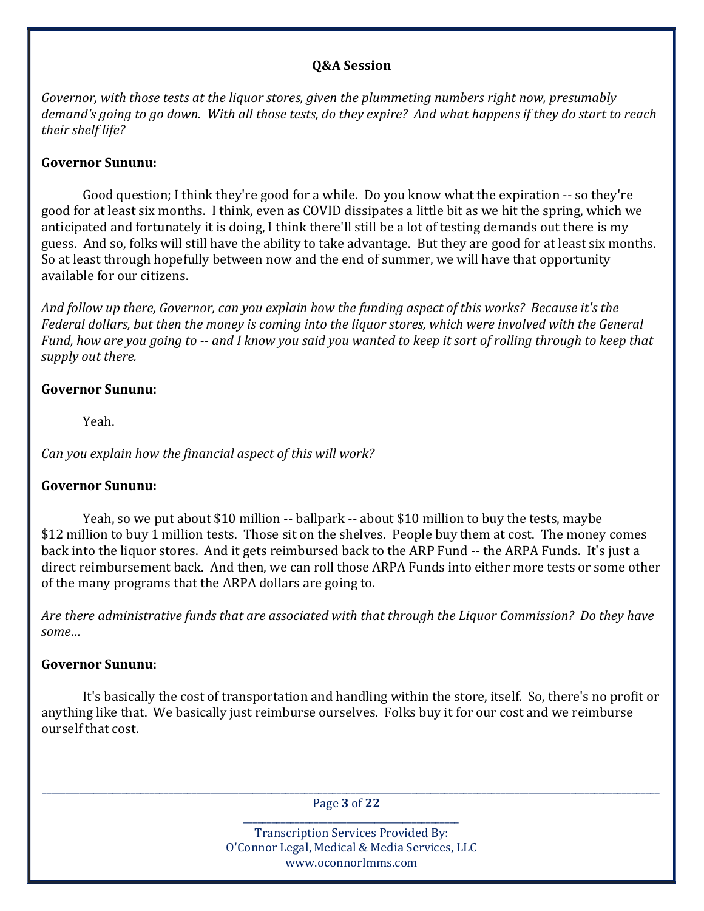**Q&A Session**

*Governor, with those tests at the liquor stores, given the plummeting numbers right now, presumably demand's going to go down. With all those tests, do they expire? And what happens if they do start to reach their shelf life?*

**Governor Sununu:**

Good question; I think they're good for a while. Do you know what the expiration -- so they're good for at least six months. I think, even as COVID dissipates a little bit as we hit the spring, which we anticipated and fortunately it is doing, I think there'll still be a lot of testing demands out there is my guess. And so, folks will still have the ability to take advantage. But they are good for at least six months. So at least through hopefully between now and the end of summer, we will have that opportunity available for our citizens.

*And follow up there, Governor, can you explain how the funding aspect of this works? Because it's the Federal dollars, but then the money is coming into the liquor stores, which were involved with the General Fund, how are you going to -- and I know you said you wanted to keep it sort of rolling through to keep that supply out there.*

**Governor Sununu:**

Yeah.

*Can you explain how the financial aspect of this will work?*

**Governor Sununu:**

Yeah, so we put about $10 million -- ballpark -- about $10 million to buy the tests, maybe $12 million to buy 1 million tests. Those sit on the shelves. People buy them at cost. The money comes back into the liquor stores. And it gets reimbursed back to the ARP Fund -- the ARPA Funds. It's just a direct reimbursement back. And then, we can roll those ARPA Funds into either more tests or some other of the many programs that the ARPA dollars are going to.

*Are there administrative funds that are associated with that through the Liquor Commission? Do they have some…*

**Governor Sununu:**

It's basically the cost of transportation and handling within the store, itself. So, there's no profit or anything like that. We basically just reimburse ourselves. Folks buy it for our cost and we reimburse ourself that cost.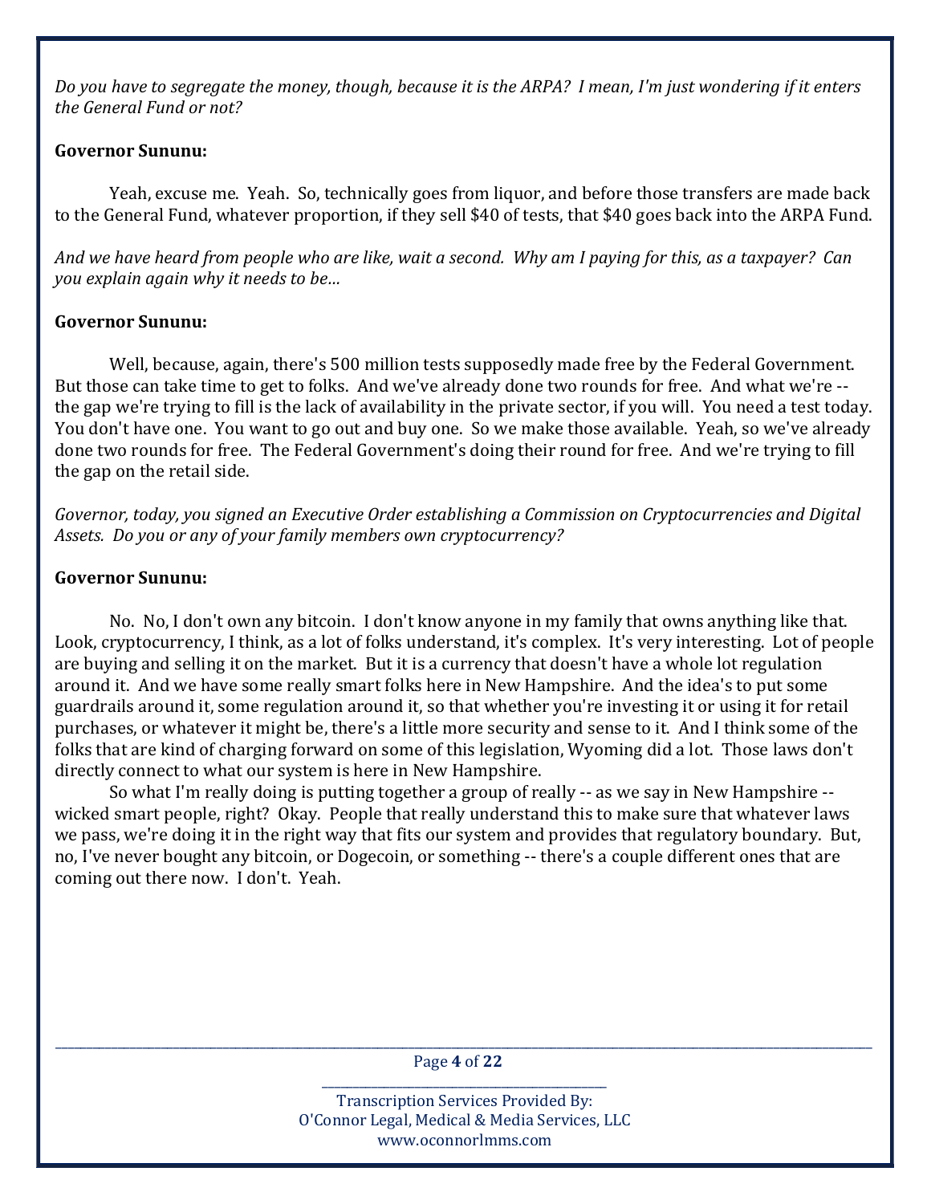*Do you have to segregate the money, though, because it is the ARPA? I mean, I'm just wondering if it enters the General Fund or not?*

**Governor Sununu:**

Yeah, excuse me. Yeah. So, technically goes from liquor, and before those transfers are made back to the General Fund, whatever proportion, if they sell $40 of tests, that $40 goes back into the ARPA Fund.

*And we have heard from people who are like, wait a second. Why am I paying for this, as a taxpayer? Can you explain again why it needs to be…*

**Governor Sununu:**

Well, because, again, there's 500 million tests supposedly made free by the Federal Government. But those can take time to get to folks. And we've already done two rounds for free. And what we're -- the gap we're trying to fill is the lack of availability in the private sector, if you will. You need a test today. You don't have one. You want to go out and buy one. So we make those available. Yeah, so we've already done two rounds for free. The Federal Government's doing their round for free. And we're trying to fill the gap on the retail side.

*Governor, today, you signed an Executive Order establishing a Commission on Cryptocurrencies and Digital Assets. Do you or any of your family members own cryptocurrency?*

**Governor Sununu:**

No. No, I don't own any bitcoin. I don't know anyone in my family that owns anything like that. Look, cryptocurrency, I think, as a lot of folks understand, it's complex. It's very interesting. Lot of people are buying and selling it on the market. But it is a currency that doesn't have a whole lot regulation around it. And we have some really smart folks here in New Hampshire. And the idea's to put some guardrails around it, some regulation around it, so that whether you're investing it or using it for retail purchases, or whatever it might be, there's a little more security and sense to it. And I think some of the folks that are kind of charging forward on some of this legislation, Wyoming did a lot. Those laws don't directly connect to what our system is here in New Hampshire.

So what I'm really doing is putting together a group of really -- as we say in New Hampshire -- wicked smart people, right? Okay. People that really understand this to make sure that whatever laws we pass, we're doing it in the right way that fits our system and provides that regulatory boundary. But, no, I've never bought any bitcoin, or Dogecoin, or something -- there's a couple different ones that are coming out there now. I don't. Yeah.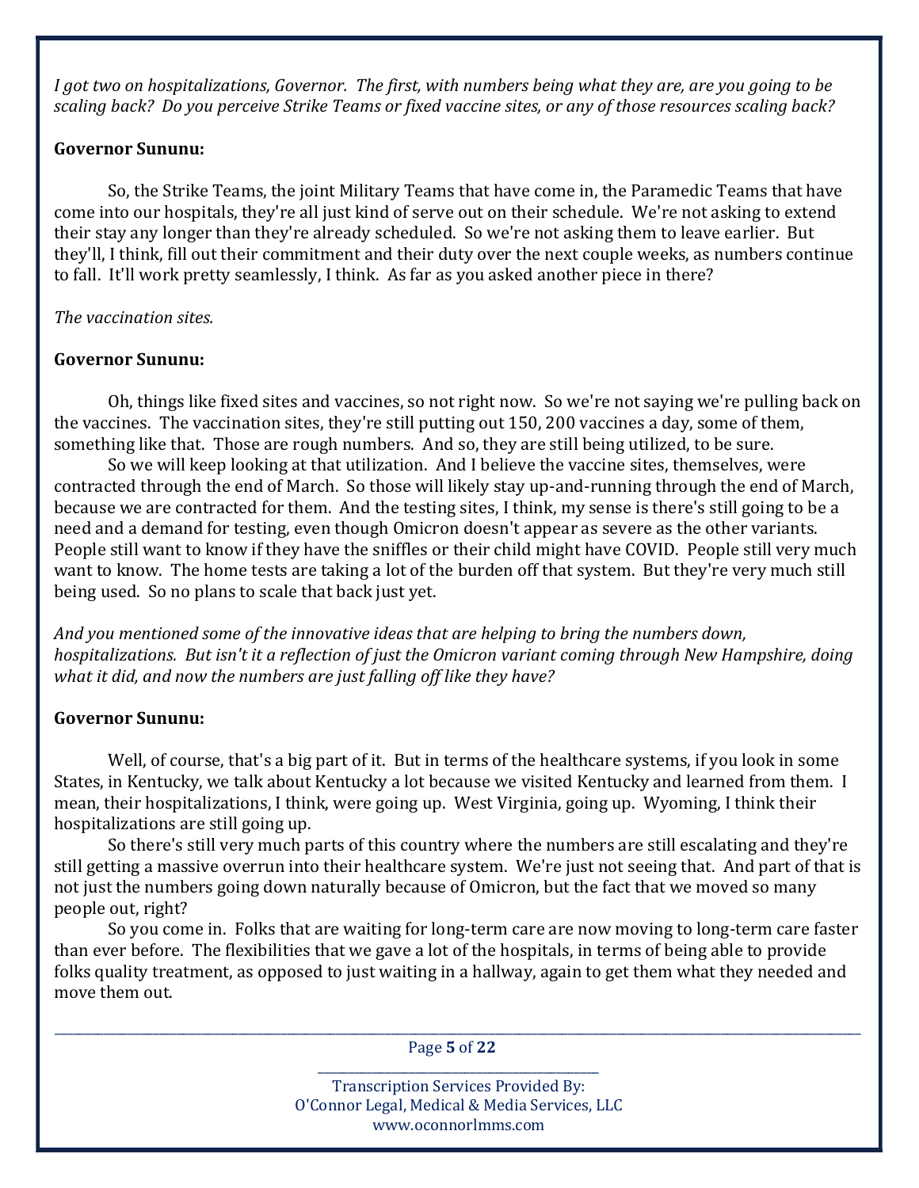*I got two on hospitalizations, Governor. The first, with numbers being what they are, are you going to be scaling back? Do you perceive Strike Teams or fixed vaccine sites, or any of those resources scaling back?*

**Governor Sununu:**

So, the Strike Teams, the joint Military Teams that have come in, the Paramedic Teams that have come into our hospitals, they're all just kind of serve out on their schedule. We're not asking to extend their stay any longer than they're already scheduled. So we're not asking them to leave earlier. But they'll, I think, fill out their commitment and their duty over the next couple weeks, as numbers continue to fall. It'll work pretty seamlessly, I think. As far as you asked another piece in there?

*The vaccination sites.*

**Governor Sununu:**

Oh, things like fixed sites and vaccines, so not right now. So we're not saying we're pulling back on the vaccines. The vaccination sites, they're still putting out 150, 200 vaccines a day, some of them, something like that. Those are rough numbers. And so, they are still being utilized, to be sure.

So we will keep looking at that utilization. And I believe the vaccine sites, themselves, were contracted through the end of March. So those will likely stay up-and-running through the end of March, because we are contracted for them. And the testing sites, I think, my sense is there's still going to be a need and a demand for testing, even though Omicron doesn't appear as severe as the other variants. People still want to know if they have the sniffles or their child might have COVID. People still very much want to know. The home tests are taking a lot of the burden off that system. But they're very much still being used. So no plans to scale that back just yet.

*And you mentioned some of the innovative ideas that are helping to bring the numbers down, hospitalizations. But isn't it a reflection of just the Omicron variant coming through New Hampshire, doing what it did, and now the numbers are just falling off like they have?*

**Governor Sununu:**

Well, of course, that's a big part of it. But in terms of the healthcare systems, if you look in some States, in Kentucky, we talk about Kentucky a lot because we visited Kentucky and learned from them. I mean, their hospitalizations, I think, were going up. West Virginia, going up. Wyoming, I think their hospitalizations are still going up.

So there's still very much parts of this country where the numbers are still escalating and they're still getting a massive overrun into their healthcare system. We're just not seeing that. And part of that is not just the numbers going down naturally because of Omicron, but the fact that we moved so many people out, right?

So you come in. Folks that are waiting for long-term care are now moving to long-term care faster than ever before. The flexibilities that we gave a lot of the hospitals, in terms of being able to provide folks quality treatment, as opposed to just waiting in a hallway, again to get them what they needed and move them out.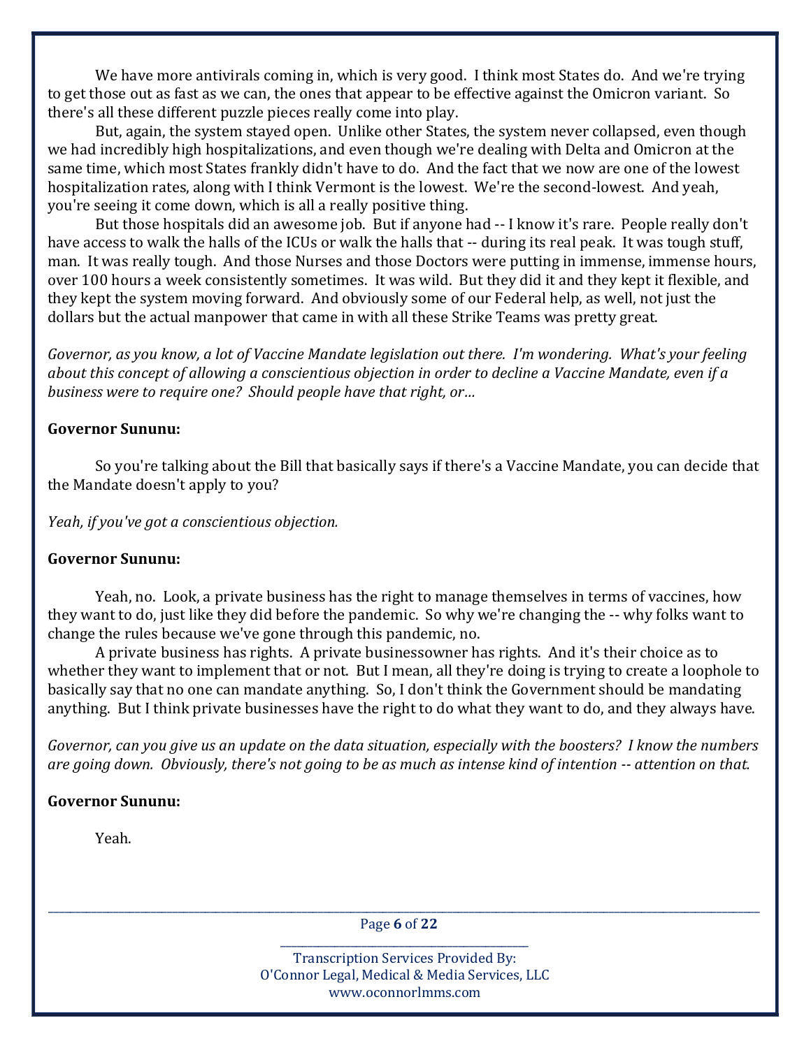We have more antivirals coming in, which is very good. I think most States do. And we're trying to get those out as fast as we can, the ones that appear to be effective against the Omicron variant. So there's all these different puzzle pieces really come into play.

But, again, the system stayed open. Unlike other States, the system never collapsed, even though we had incredibly high hospitalizations, and even though we're dealing with Delta and Omicron at the same time, which most States frankly didn't have to do. And the fact that we now are one of the lowest hospitalization rates, along with I think Vermont is the lowest. We're the second-lowest. And yeah, you're seeing it come down, which is all a really positive thing.

But those hospitals did an awesome job. But if anyone had -- I know it's rare. People really don't have access to walk the halls of the ICUs or walk the halls that -- during its real peak. It was tough stuff, man. It was really tough. And those Nurses and those Doctors were putting in immense, immense hours, over 100 hours a week consistently sometimes. It was wild. But they did it and they kept it flexible, and they kept the system moving forward. And obviously some of our Federal help, as well, not just the dollars but the actual manpower that came in with all these Strike Teams was pretty great.

*Governor, as you know, a lot of Vaccine Mandate legislation out there. I'm wondering. What's your feeling about this concept of allowing a conscientious objection in order to decline a Vaccine Mandate, even if a business were to require one? Should people have that right, or…*

**Governor Sununu:**

So you're talking about the Bill that basically says if there's a Vaccine Mandate, you can decide that the Mandate doesn't apply to you?

*Yeah, if you've got a conscientious objection.*

**Governor Sununu:**

Yeah, no. Look, a private business has the right to manage themselves in terms of vaccines, how they want to do, just like they did before the pandemic. So why we're changing the -- why folks want to change the rules because we've gone through this pandemic, no.

A private business has rights. A private businessowner has rights. And it's their choice as to whether they want to implement that or not. But I mean, all they're doing is trying to create a loophole to basically say that no one can mandate anything. So, I don't think the Government should be mandating anything. But I think private businesses have the right to do what they want to do, and they always have.

*Governor, can you give us an update on the data situation, especially with the boosters? I know the numbers are going down. Obviously, there's not going to be as much as intense kind of intention -- attention on that.*

**Governor Sununu:**

Yeah.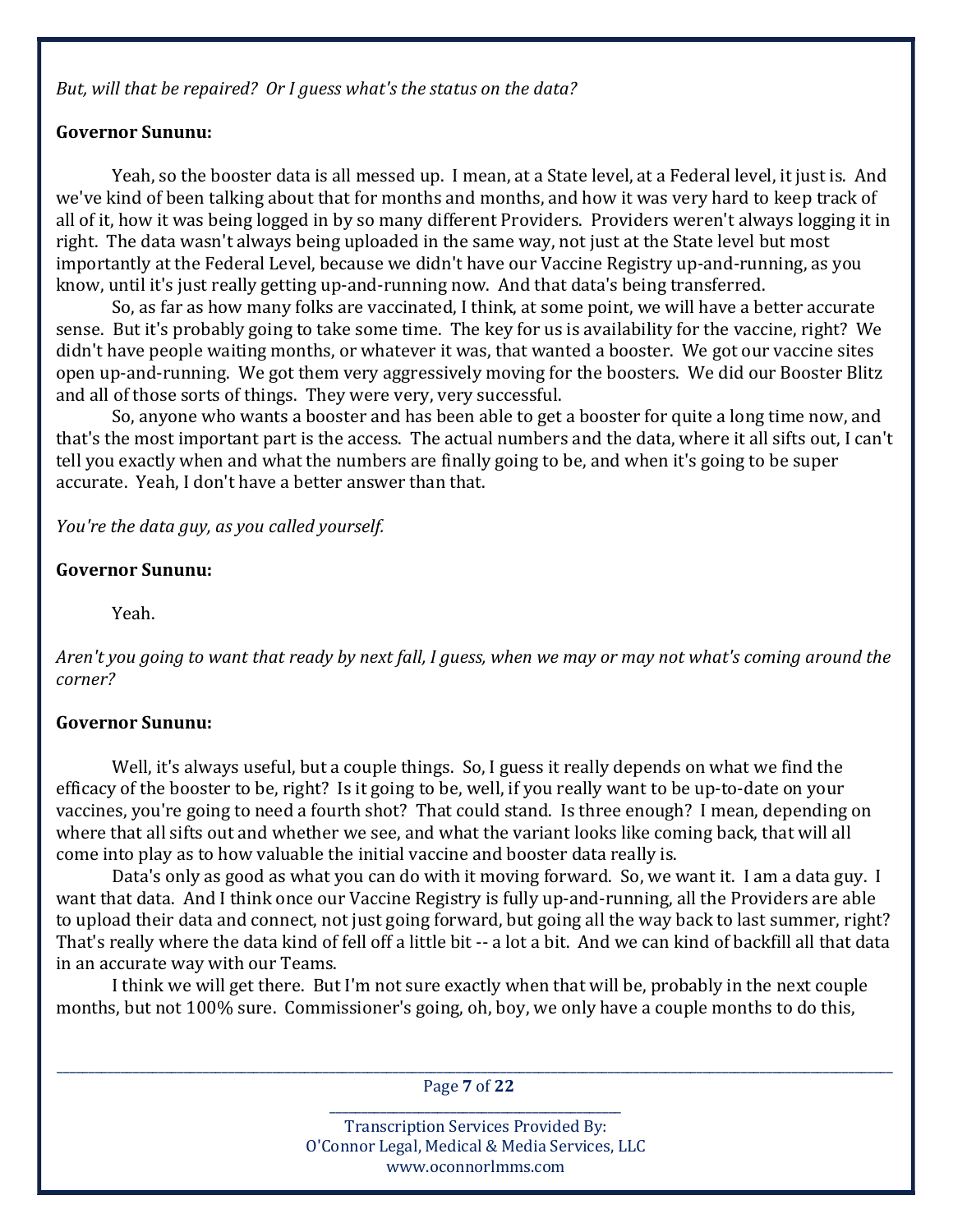*But, will that be repaired? Or I guess what's the status on the data?*

**Governor Sununu:**

Yeah, so the booster data is all messed up. I mean, at a State level, at a Federal level, it just is. And we've kind of been talking about that for months and months, and how it was very hard to keep track of all of it, how it was being logged in by so many different Providers. Providers weren't always logging it in right. The data wasn't always being uploaded in the same way, not just at the State level but most importantly at the Federal Level, because we didn't have our Vaccine Registry up-and-running, as you know, until it's just really getting up-and-running now. And that data's being transferred.

So, as far as how many folks are vaccinated, I think, at some point, we will have a better accurate sense. But it's probably going to take some time. The key for us is availability for the vaccine, right? We didn't have people waiting months, or whatever it was, that wanted a booster. We got our vaccine sites open up-and-running. We got them very aggressively moving for the boosters. We did our Booster Blitz and all of those sorts of things. They were very, very successful.

So, anyone who wants a booster and has been able to get a booster for quite a long time now, and that's the most important part is the access. The actual numbers and the data, where it all sifts out, I can't tell you exactly when and what the numbers are finally going to be, and when it's going to be super accurate. Yeah, I don't have a better answer than that.

*You're the data guy, as you called yourself.*

**Governor Sununu:**

Yeah.

*Aren't you going to want that ready by next fall, I guess, when we may or may not what's coming around the corner?*

**Governor Sununu:**

Well, it's always useful, but a couple things. So, I guess it really depends on what we find the efficacy of the booster to be, right? Is it going to be, well, if you really want to be up-to-date on your vaccines, you're going to need a fourth shot? That could stand. Is three enough? I mean, depending on where that all sifts out and whether we see, and what the variant looks like coming back, that will all come into play as to how valuable the initial vaccine and booster data really is.

Data's only as good as what you can do with it moving forward. So, we want it. I am a data guy. I want that data. And I think once our Vaccine Registry is fully up-and-running, all the Providers are able to upload their data and connect, not just going forward, but going all the way back to last summer, right? That's really where the data kind of fell off a little bit -- a lot a bit. And we can kind of backfill all that data in an accurate way with our Teams.

I think we will get there. But I'm not sure exactly when that will be, probably in the next couple months, but not 100% sure. Commissioner's going, oh, boy, we only have a couple months to do this,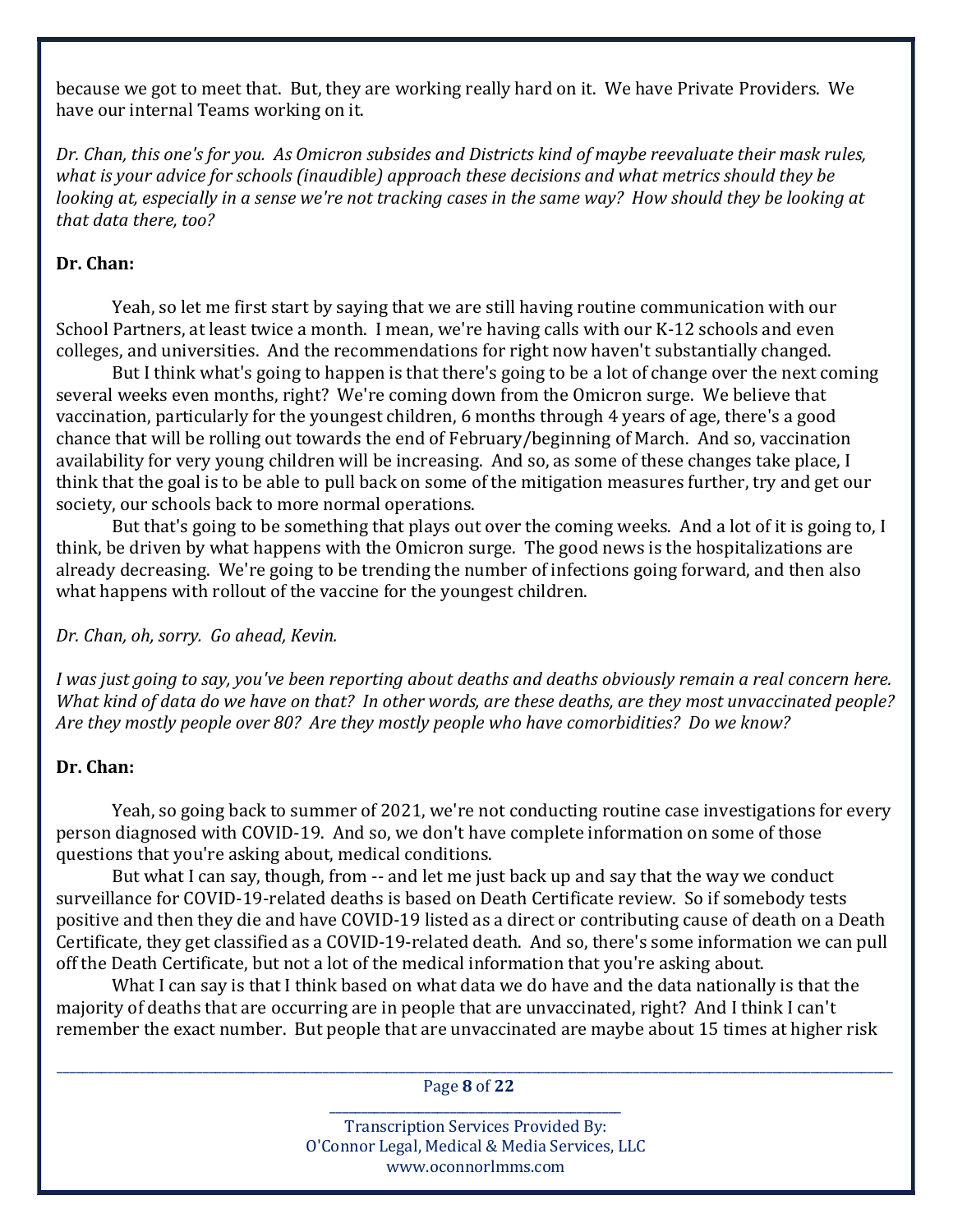because we got to meet that. But, they are working really hard on it. We have Private Providers. We have our internal Teams working on it.

*Dr. Chan, this one's for you. As Omicron subsides and Districts kind of maybe reevaluate their mask rules, what is your advice for schools (inaudible) approach these decisions and what metrics should they be looking at, especially in a sense we're not tracking cases in the same way? How should they be looking at that data there, too?*

**Dr. Chan:**

Yeah, so let me first start by saying that we are still having routine communication with our School Partners, at least twice a month. I mean, we're having calls with our K-12 schools and even colleges, and universities. And the recommendations for right now haven't substantially changed.

But I think what's going to happen is that there's going to be a lot of change over the next coming several weeks even months, right? We're coming down from the Omicron surge. We believe that vaccination, particularly for the youngest children, 6 months through 4 years of age, there's a good chance that will be rolling out towards the end of February/beginning of March. And so, vaccination availability for very young children will be increasing. And so, as some of these changes take place, I think that the goal is to be able to pull back on some of the mitigation measures further, try and get our society, our schools back to more normal operations.

But that's going to be something that plays out over the coming weeks. And a lot of it is going to, I think, be driven by what happens with the Omicron surge. The good news is the hospitalizations are already decreasing. We're going to be trending the number of infections going forward, and then also what happens with rollout of the vaccine for the youngest children.

*Dr. Chan, oh, sorry. Go ahead, Kevin.*

*I was just going to say, you've been reporting about deaths and deaths obviously remain a real concern here. What kind of data do we have on that? In other words, are these deaths, are they most unvaccinated people? Are they mostly people over 80? Are they mostly people who have comorbidities? Do we know?*

**Dr. Chan:**

Yeah, so going back to summer of 2021, we're not conducting routine case investigations for every person diagnosed with COVID-19. And so, we don't have complete information on some of those questions that you're asking about, medical conditions.

But what I can say, though, from -- and let me just back up and say that the way we conduct surveillance for COVID-19-related deaths is based on Death Certificate review. So if somebody tests positive and then they die and have COVID-19 listed as a direct or contributing cause of death on a Death Certificate, they get classified as a COVID-19-related death. And so, there's some information we can pull off the Death Certificate, but not a lot of the medical information that you're asking about.

What I can say is that I think based on what data we do have and the data nationally is that the majority of deaths that are occurring are in people that are unvaccinated, right? And I think I can't remember the exact number. But people that are unvaccinated are maybe about 15 times at higher risk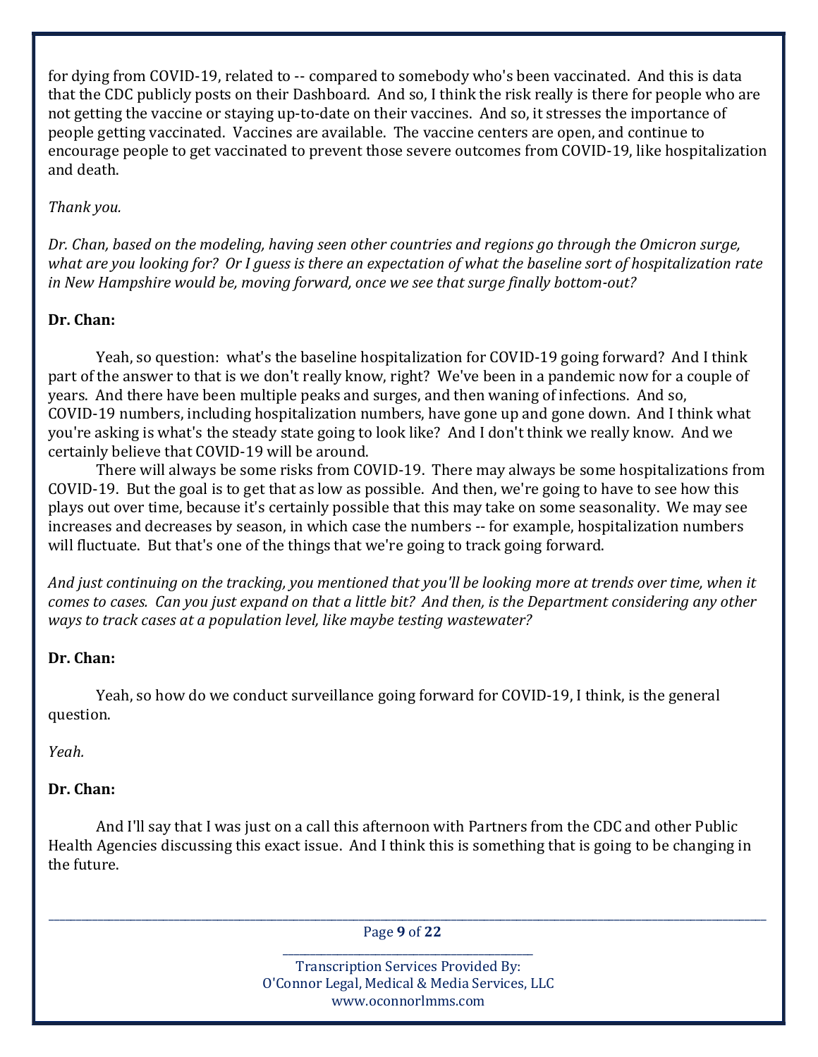for dying from COVID-19, related to -- compared to somebody who's been vaccinated. And this is data that the CDC publicly posts on their Dashboard. And so, I think the risk really is there for people who are not getting the vaccine or staying up-to-date on their vaccines. And so, it stresses the importance of people getting vaccinated. Vaccines are available. The vaccine centers are open, and continue to encourage people to get vaccinated to prevent those severe outcomes from COVID-19, like hospitalization and death.

*Thank you.*

*Dr. Chan, based on the modeling, having seen other countries and regions go through the Omicron surge, what are you looking for? Or I guess is there an expectation of what the baseline sort of hospitalization rate in New Hampshire would be, moving forward, once we see that surge finally bottom-out?*

**Dr. Chan:**

Yeah, so question: what's the baseline hospitalization for COVID-19 going forward? And I think part of the answer to that is we don't really know, right? We've been in a pandemic now for a couple of years. And there have been multiple peaks and surges, and then waning of infections. And so, COVID-19 numbers, including hospitalization numbers, have gone up and gone down. And I think what you're asking is what's the steady state going to look like? And I don't think we really know. And we certainly believe that COVID-19 will be around.

There will always be some risks from COVID-19. There may always be some hospitalizations from COVID-19. But the goal is to get that as low as possible. And then, we're going to have to see how this plays out over time, because it's certainly possible that this may take on some seasonality. We may see increases and decreases by season, in which case the numbers -- for example, hospitalization numbers will fluctuate. But that's one of the things that we're going to track going forward.

*And just continuing on the tracking, you mentioned that you'll be looking more at trends over time, when it comes to cases. Can you just expand on that a little bit? And then, is the Department considering any other ways to track cases at a population level, like maybe testing wastewater?*

**Dr. Chan:**

Yeah, so how do we conduct surveillance going forward for COVID-19, I think, is the general question.

*Yeah.*

**Dr. Chan:**

And I'll say that I was just on a call this afternoon with Partners from the CDC and other Public Health Agencies discussing this exact issue. And I think this is something that is going to be changing in the future.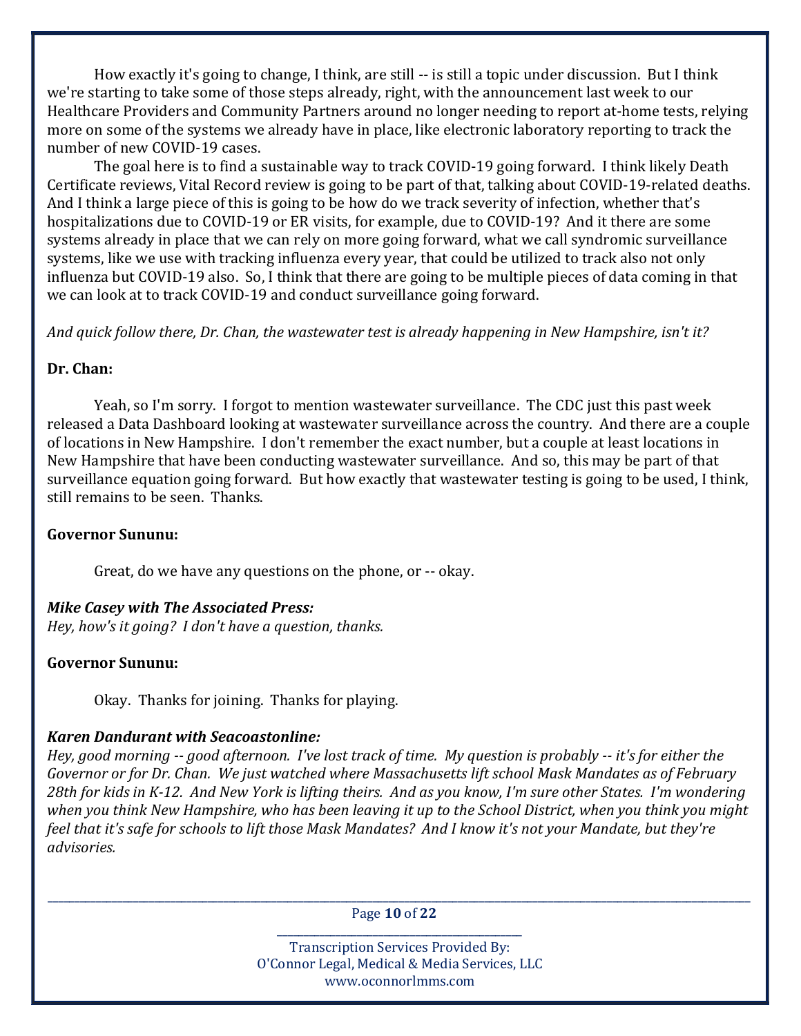How exactly it's going to change, I think, are still -- is still a topic under discussion. But I think we're starting to take some of those steps already, right, with the announcement last week to our Healthcare Providers and Community Partners around no longer needing to report at-home tests, relying more on some of the systems we already have in place, like electronic laboratory reporting to track the number of new COVID-19 cases.

The goal here is to find a sustainable way to track COVID-19 going forward. I think likely Death Certificate reviews, Vital Record review is going to be part of that, talking about COVID-19-related deaths. And I think a large piece of this is going to be how do we track severity of infection, whether that's hospitalizations due to COVID-19 or ER visits, for example, due to COVID-19? And it there are some systems already in place that we can rely on more going forward, what we call syndromic surveillance systems, like we use with tracking influenza every year, that could be utilized to track also not only influenza but COVID-19 also. So, I think that there are going to be multiple pieces of data coming in that we can look at to track COVID-19 and conduct surveillance going forward.

*And quick follow there, Dr. Chan, the wastewater test is already happening in New Hampshire, isn't it?*

**Dr. Chan:**

Yeah, so I'm sorry. I forgot to mention wastewater surveillance. The CDC just this past week released a Data Dashboard looking at wastewater surveillance across the country. And there are a couple of locations in New Hampshire. I don't remember the exact number, but a couple at least locations in New Hampshire that have been conducting wastewater surveillance. And so, this may be part of that surveillance equation going forward. But how exactly that wastewater testing is going to be used, I think, still remains to be seen. Thanks.

**Governor Sununu:**

Great, do we have any questions on the phone, or -- okay.

***Mike Casey with The Associated Press:***
*Hey, how's it going? I don't have a question, thanks.*

**Governor Sununu:**

Okay. Thanks for joining. Thanks for playing.

***Karen Dandurant with Seacoastonline:***
*Hey, good morning -- good afternoon. I've lost track of time. My question is probably -- it's for either the Governor or for Dr. Chan. We just watched where Massachusetts lift school Mask Mandates as of February 28th for kids in K-12. And New York is lifting theirs. And as you know, I'm sure other States. I'm wondering when you think New Hampshire, who has been leaving it up to the School District, when you think you might feel that it's safe for schools to lift those Mask Mandates? And I know it's not your Mandate, but they're advisories.*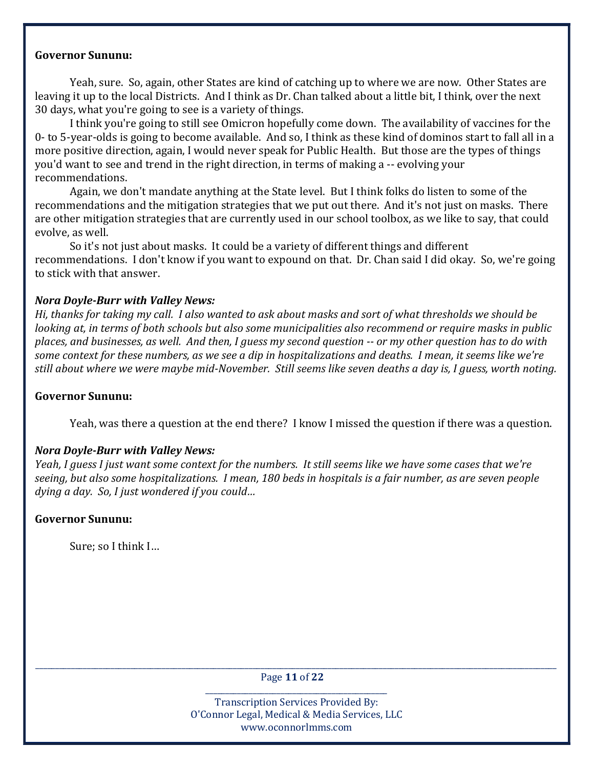**Governor Sununu:**

Yeah, sure. So, again, other States are kind of catching up to where we are now. Other States are leaving it up to the local Districts. And I think as Dr. Chan talked about a little bit, I think, over the next 30 days, what you're going to see is a variety of things.

I think you're going to still see Omicron hopefully come down. The availability of vaccines for the 0- to 5-year-olds is going to become available. And so, I think as these kind of dominos start to fall all in a more positive direction, again, I would never speak for Public Health. But those are the types of things you'd want to see and trend in the right direction, in terms of making a -- evolving your recommendations.

Again, we don't mandate anything at the State level. But I think folks do listen to some of the recommendations and the mitigation strategies that we put out there. And it's not just on masks. There are other mitigation strategies that are currently used in our school toolbox, as we like to say, that could evolve, as well.

So it's not just about masks. It could be a variety of different things and different recommendations. I don't know if you want to expound on that. Dr. Chan said I did okay. So, we're going to stick with that answer.

***Nora Doyle-Burr with Valley News:***

*Hi, thanks for taking my call. I also wanted to ask about masks and sort of what thresholds we should be looking at, in terms of both schools but also some municipalities also recommend or require masks in public places, and businesses, as well. And then, I guess my second question -- or my other question has to do with some context for these numbers, as we see a dip in hospitalizations and deaths. I mean, it seems like we're still about where we were maybe mid-November. Still seems like seven deaths a day is, I guess, worth noting.*

**Governor Sununu:**

Yeah, was there a question at the end there? I know I missed the question if there was a question.

***Nora Doyle-Burr with Valley News:***

*Yeah, I guess I just want some context for the numbers. It still seems like we have some cases that we're seeing, but also some hospitalizations. I mean, 180 beds in hospitals is a fair number, as are seven people dying a day. So, I just wondered if you could…*

**Governor Sununu:**

Sure; so I think I…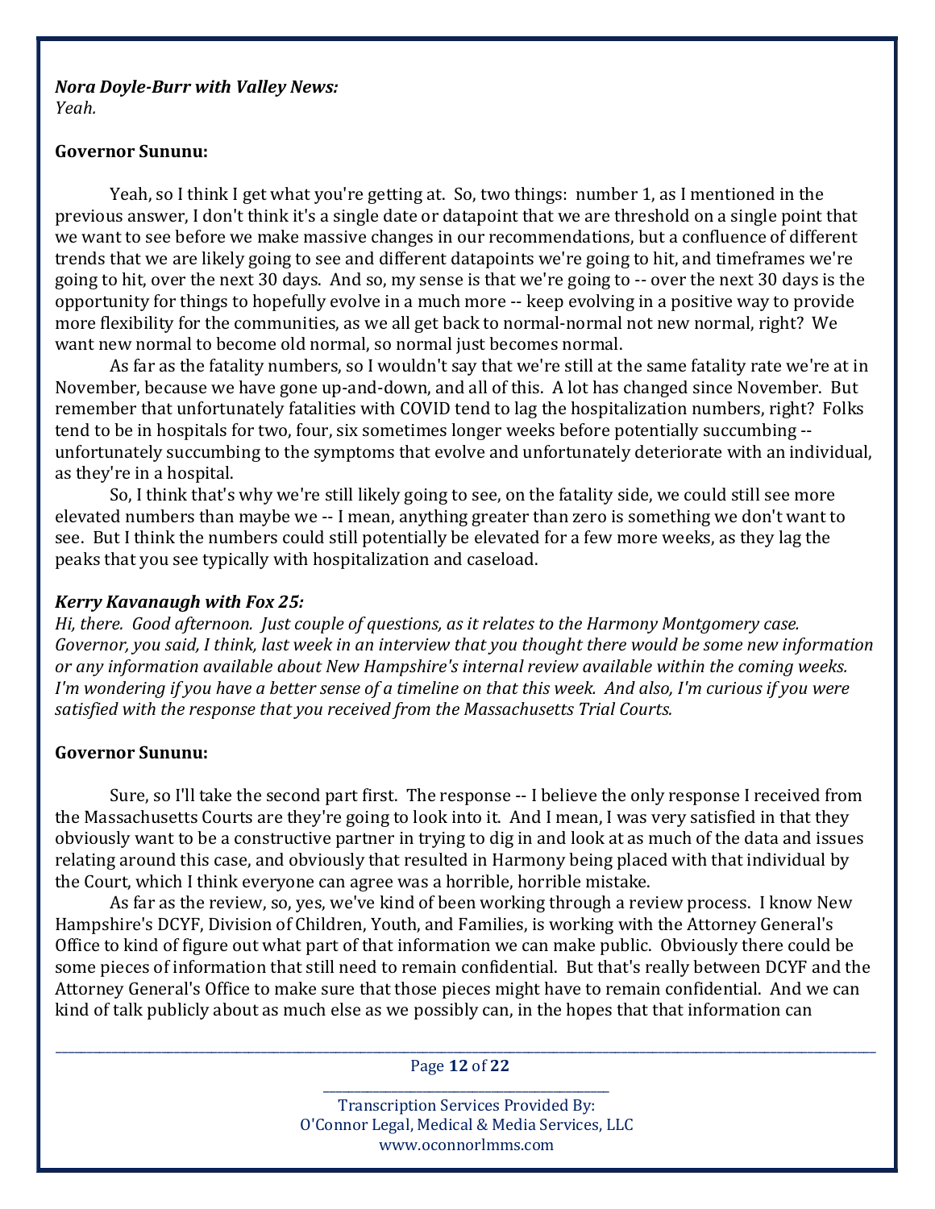***Nora Doyle-Burr with Valley News:***
*Yeah.*

**Governor Sununu:**

Yeah, so I think I get what you're getting at. So, two things: number 1, as I mentioned in the previous answer, I don't think it's a single date or datapoint that we are threshold on a single point that we want to see before we make massive changes in our recommendations, but a confluence of different trends that we are likely going to see and different datapoints we're going to hit, and timeframes we're going to hit, over the next 30 days. And so, my sense is that we're going to -- over the next 30 days is the opportunity for things to hopefully evolve in a much more -- keep evolving in a positive way to provide more flexibility for the communities, as we all get back to normal-normal not new normal, right? We want new normal to become old normal, so normal just becomes normal.

As far as the fatality numbers, so I wouldn't say that we're still at the same fatality rate we're at in November, because we have gone up-and-down, and all of this. A lot has changed since November. But remember that unfortunately fatalities with COVID tend to lag the hospitalization numbers, right? Folks tend to be in hospitals for two, four, six sometimes longer weeks before potentially succumbing -- unfortunately succumbing to the symptoms that evolve and unfortunately deteriorate with an individual, as they're in a hospital.

So, I think that's why we're still likely going to see, on the fatality side, we could still see more elevated numbers than maybe we -- I mean, anything greater than zero is something we don't want to see. But I think the numbers could still potentially be elevated for a few more weeks, as they lag the peaks that you see typically with hospitalization and caseload.

***Kerry Kavanaugh with Fox 25:***
*Hi, there. Good afternoon. Just couple of questions, as it relates to the Harmony Montgomery case. Governor, you said, I think, last week in an interview that you thought there would be some new information or any information available about New Hampshire's internal review available within the coming weeks. I'm wondering if you have a better sense of a timeline on that this week. And also, I'm curious if you were satisfied with the response that you received from the Massachusetts Trial Courts.*

**Governor Sununu:**

Sure, so I'll take the second part first. The response -- I believe the only response I received from the Massachusetts Courts are they're going to look into it. And I mean, I was very satisfied in that they obviously want to be a constructive partner in trying to dig in and look at as much of the data and issues relating around this case, and obviously that resulted in Harmony being placed with that individual by the Court, which I think everyone can agree was a horrible, horrible mistake.

As far as the review, so, yes, we've kind of been working through a review process. I know New Hampshire's DCYF, Division of Children, Youth, and Families, is working with the Attorney General's Office to kind of figure out what part of that information we can make public. Obviously there could be some pieces of information that still need to remain confidential. But that's really between DCYF and the Attorney General's Office to make sure that those pieces might have to remain confidential. And we can kind of talk publicly about as much else as we possibly can, in the hopes that that information can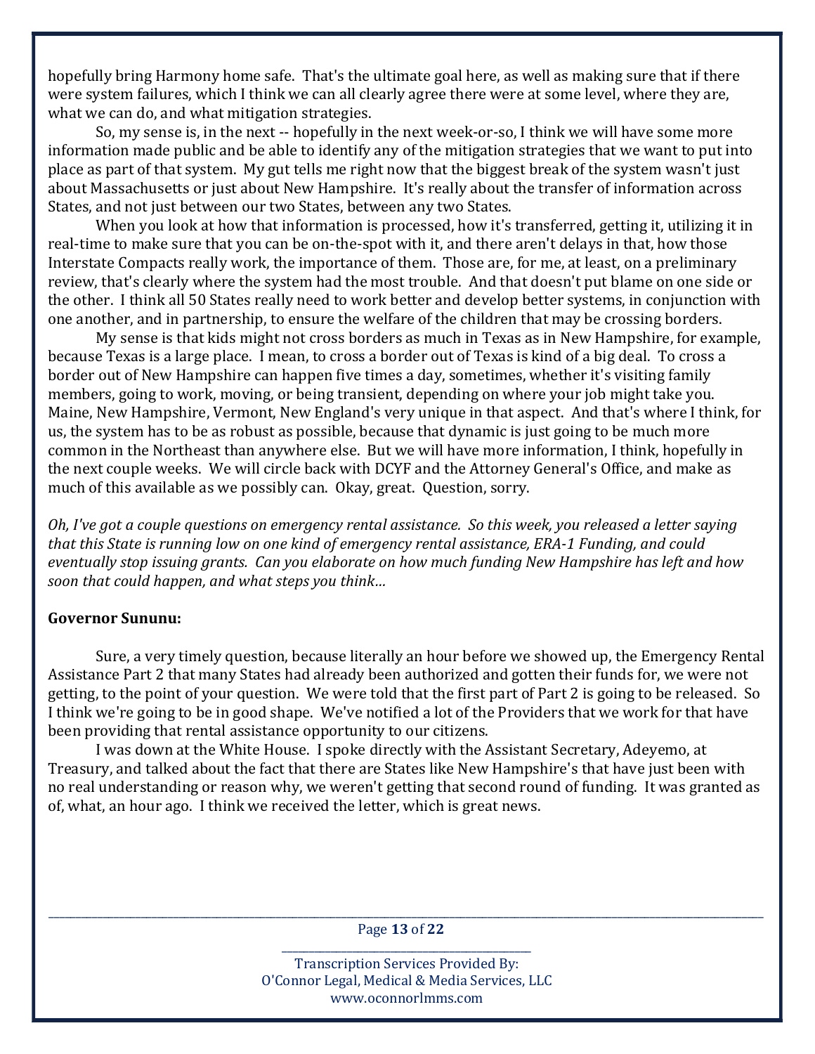hopefully bring Harmony home safe. That's the ultimate goal here, as well as making sure that if there were system failures, which I think we can all clearly agree there were at some level, where they are, what we can do, and what mitigation strategies.

So, my sense is, in the next -- hopefully in the next week-or-so, I think we will have some more information made public and be able to identify any of the mitigation strategies that we want to put into place as part of that system. My gut tells me right now that the biggest break of the system wasn't just about Massachusetts or just about New Hampshire. It's really about the transfer of information across States, and not just between our two States, between any two States.

When you look at how that information is processed, how it's transferred, getting it, utilizing it in real-time to make sure that you can be on-the-spot with it, and there aren't delays in that, how those Interstate Compacts really work, the importance of them. Those are, for me, at least, on a preliminary review, that's clearly where the system had the most trouble. And that doesn't put blame on one side or the other. I think all 50 States really need to work better and develop better systems, in conjunction with one another, and in partnership, to ensure the welfare of the children that may be crossing borders.

My sense is that kids might not cross borders as much in Texas as in New Hampshire, for example, because Texas is a large place. I mean, to cross a border out of Texas is kind of a big deal. To cross a border out of New Hampshire can happen five times a day, sometimes, whether it's visiting family members, going to work, moving, or being transient, depending on where your job might take you. Maine, New Hampshire, Vermont, New England's very unique in that aspect. And that's where I think, for us, the system has to be as robust as possible, because that dynamic is just going to be much more common in the Northeast than anywhere else. But we will have more information, I think, hopefully in the next couple weeks. We will circle back with DCYF and the Attorney General's Office, and make as much of this available as we possibly can. Okay, great. Question, sorry.

*Oh, I've got a couple questions on emergency rental assistance. So this week, you released a letter saying that this State is running low on one kind of emergency rental assistance, ERA-1 Funding, and could eventually stop issuing grants. Can you elaborate on how much funding New Hampshire has left and how soon that could happen, and what steps you think…*

**Governor Sununu:**

Sure, a very timely question, because literally an hour before we showed up, the Emergency Rental Assistance Part 2 that many States had already been authorized and gotten their funds for, we were not getting, to the point of your question. We were told that the first part of Part 2 is going to be released. So I think we're going to be in good shape. We've notified a lot of the Providers that we work for that have been providing that rental assistance opportunity to our citizens.

I was down at the White House. I spoke directly with the Assistant Secretary, Adeyemo, at Treasury, and talked about the fact that there are States like New Hampshire's that have just been with no real understanding or reason why, we weren't getting that second round of funding. It was granted as of, what, an hour ago. I think we received the letter, which is great news.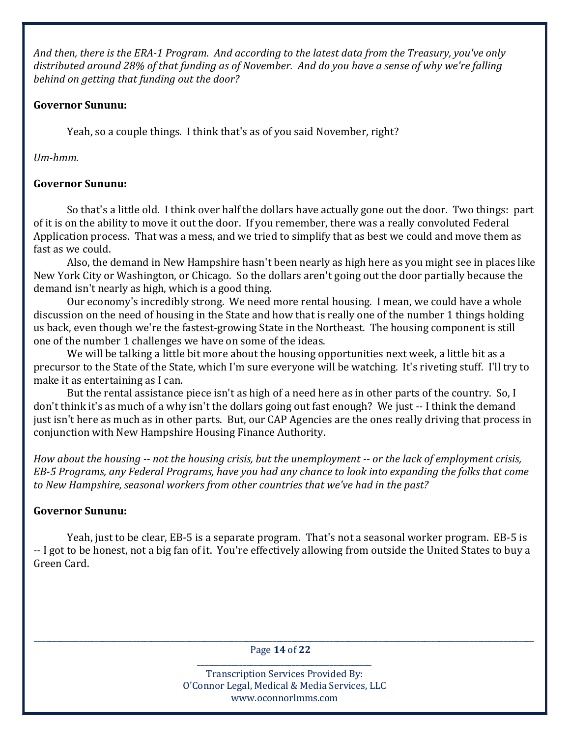*And then, there is the ERA-1 Program. And according to the latest data from the Treasury, you've only distributed around 28% of that funding as of November. And do you have a sense of why we're falling behind on getting that funding out the door?*

**Governor Sununu:**

Yeah, so a couple things. I think that's as of you said November, right?

*Um-hmm.*

**Governor Sununu:**

So that's a little old. I think over half the dollars have actually gone out the door. Two things: part of it is on the ability to move it out the door. If you remember, there was a really convoluted Federal Application process. That was a mess, and we tried to simplify that as best we could and move them as fast as we could.

Also, the demand in New Hampshire hasn't been nearly as high here as you might see in places like New York City or Washington, or Chicago. So the dollars aren't going out the door partially because the demand isn't nearly as high, which is a good thing.

Our economy's incredibly strong. We need more rental housing. I mean, we could have a whole discussion on the need of housing in the State and how that is really one of the number 1 things holding us back, even though we're the fastest-growing State in the Northeast. The housing component is still one of the number 1 challenges we have on some of the ideas.

We will be talking a little bit more about the housing opportunities next week, a little bit as a precursor to the State of the State, which I'm sure everyone will be watching. It's riveting stuff. I'll try to make it as entertaining as I can.

But the rental assistance piece isn't as high of a need here as in other parts of the country. So, I don't think it's as much of a why isn't the dollars going out fast enough? We just -- I think the demand just isn't here as much as in other parts. But, our CAP Agencies are the ones really driving that process in conjunction with New Hampshire Housing Finance Authority.

*How about the housing -- not the housing crisis, but the unemployment -- or the lack of employment crisis, EB-5 Programs, any Federal Programs, have you had any chance to look into expanding the folks that come to New Hampshire, seasonal workers from other countries that we've had in the past?*

**Governor Sununu:**

Yeah, just to be clear, EB-5 is a separate program. That's not a seasonal worker program. EB-5 is -- I got to be honest, not a big fan of it. You're effectively allowing from outside the United States to buy a Green Card.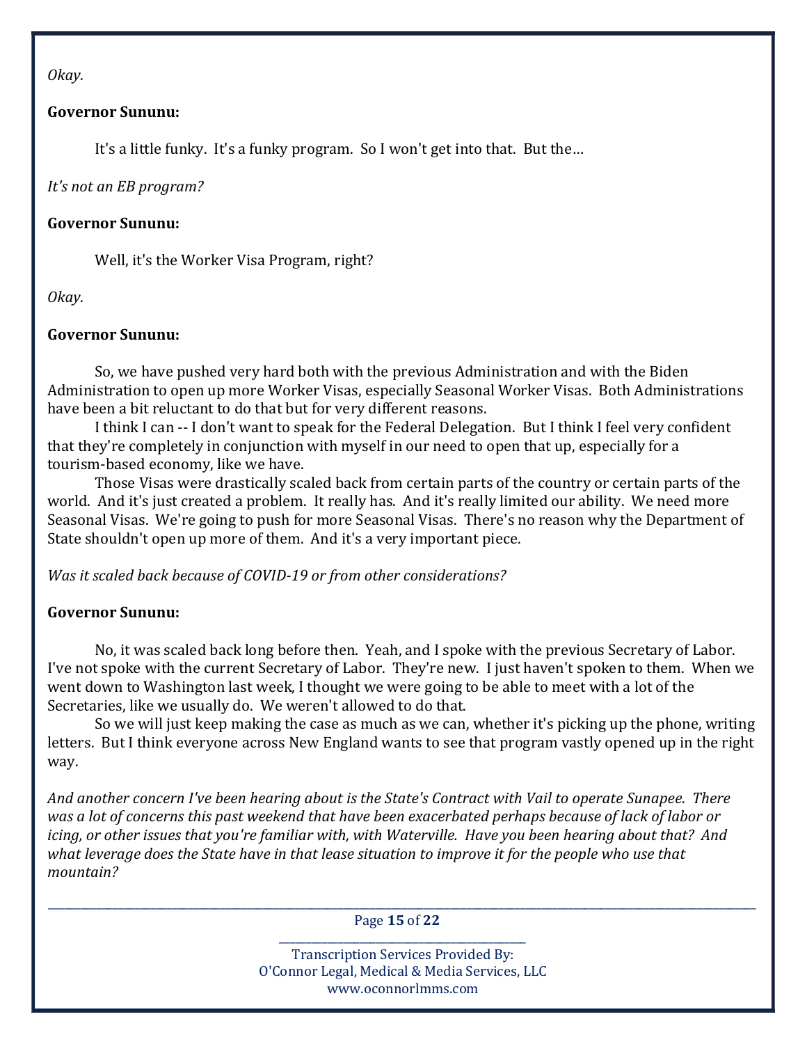*Okay.*

**Governor Sununu:**

It's a little funky. It's a funky program. So I won't get into that. But the…

*It's not an EB program?*

**Governor Sununu:**

Well, it's the Worker Visa Program, right?

*Okay.*

**Governor Sununu:**

So, we have pushed very hard both with the previous Administration and with the Biden Administration to open up more Worker Visas, especially Seasonal Worker Visas. Both Administrations have been a bit reluctant to do that but for very different reasons.

I think I can -- I don't want to speak for the Federal Delegation. But I think I feel very confident that they're completely in conjunction with myself in our need to open that up, especially for a tourism-based economy, like we have.

Those Visas were drastically scaled back from certain parts of the country or certain parts of the world. And it's just created a problem. It really has. And it's really limited our ability. We need more Seasonal Visas. We're going to push for more Seasonal Visas. There's no reason why the Department of State shouldn't open up more of them. And it's a very important piece.

*Was it scaled back because of COVID-19 or from other considerations?*

**Governor Sununu:**

No, it was scaled back long before then. Yeah, and I spoke with the previous Secretary of Labor. I've not spoke with the current Secretary of Labor. They're new. I just haven't spoken to them. When we went down to Washington last week, I thought we were going to be able to meet with a lot of the Secretaries, like we usually do. We weren't allowed to do that.

So we will just keep making the case as much as we can, whether it's picking up the phone, writing letters. But I think everyone across New England wants to see that program vastly opened up in the right way.

*And another concern I've been hearing about is the State's Contract with Vail to operate Sunapee. There was a lot of concerns this past weekend that have been exacerbated perhaps because of lack of labor or icing, or other issues that you're familiar with, with Waterville. Have you been hearing about that? And what leverage does the State have in that lease situation to improve it for the people who use that mountain?*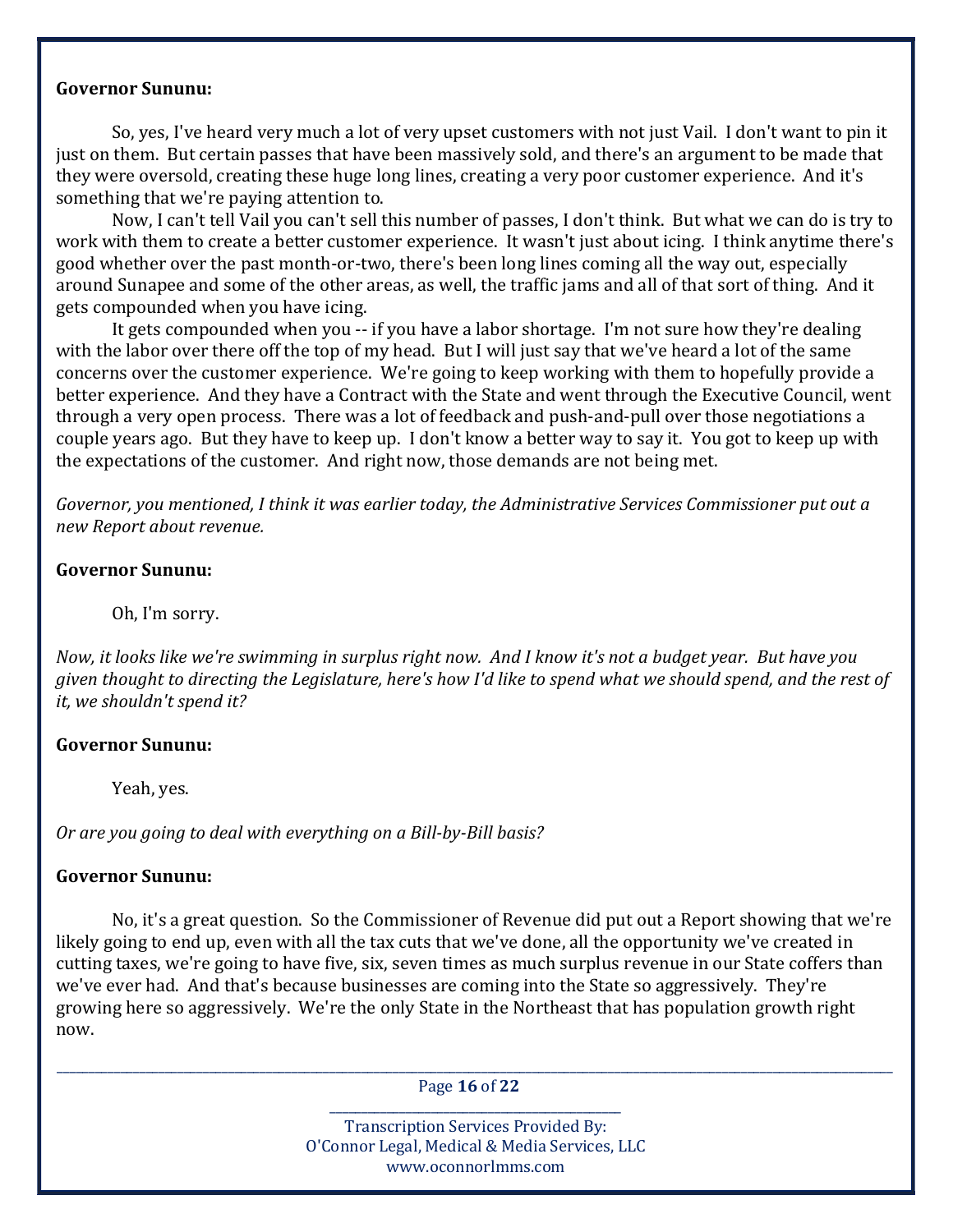**Governor Sununu:**

So, yes, I've heard very much a lot of very upset customers with not just Vail. I don't want to pin it just on them. But certain passes that have been massively sold, and there's an argument to be made that they were oversold, creating these huge long lines, creating a very poor customer experience. And it's something that we're paying attention to.

Now, I can't tell Vail you can't sell this number of passes, I don't think. But what we can do is try to work with them to create a better customer experience. It wasn't just about icing. I think anytime there's good whether over the past month-or-two, there's been long lines coming all the way out, especially around Sunapee and some of the other areas, as well, the traffic jams and all of that sort of thing. And it gets compounded when you have icing.

It gets compounded when you -- if you have a labor shortage. I'm not sure how they're dealing with the labor over there off the top of my head. But I will just say that we've heard a lot of the same concerns over the customer experience. We're going to keep working with them to hopefully provide a better experience. And they have a Contract with the State and went through the Executive Council, went through a very open process. There was a lot of feedback and push-and-pull over those negotiations a couple years ago. But they have to keep up. I don't know a better way to say it. You got to keep up with the expectations of the customer. And right now, those demands are not being met.

*Governor, you mentioned, I think it was earlier today, the Administrative Services Commissioner put out a new Report about revenue.*

**Governor Sununu:**

Oh, I'm sorry.

*Now, it looks like we're swimming in surplus right now. And I know it's not a budget year. But have you given thought to directing the Legislature, here's how I'd like to spend what we should spend, and the rest of it, we shouldn't spend it?*

**Governor Sununu:**

Yeah, yes.

*Or are you going to deal with everything on a Bill-by-Bill basis?*

**Governor Sununu:**

No, it's a great question. So the Commissioner of Revenue did put out a Report showing that we're likely going to end up, even with all the tax cuts that we've done, all the opportunity we've created in cutting taxes, we're going to have five, six, seven times as much surplus revenue in our State coffers than we've ever had. And that's because businesses are coming into the State so aggressively. They're growing here so aggressively. We're the only State in the Northeast that has population growth right now.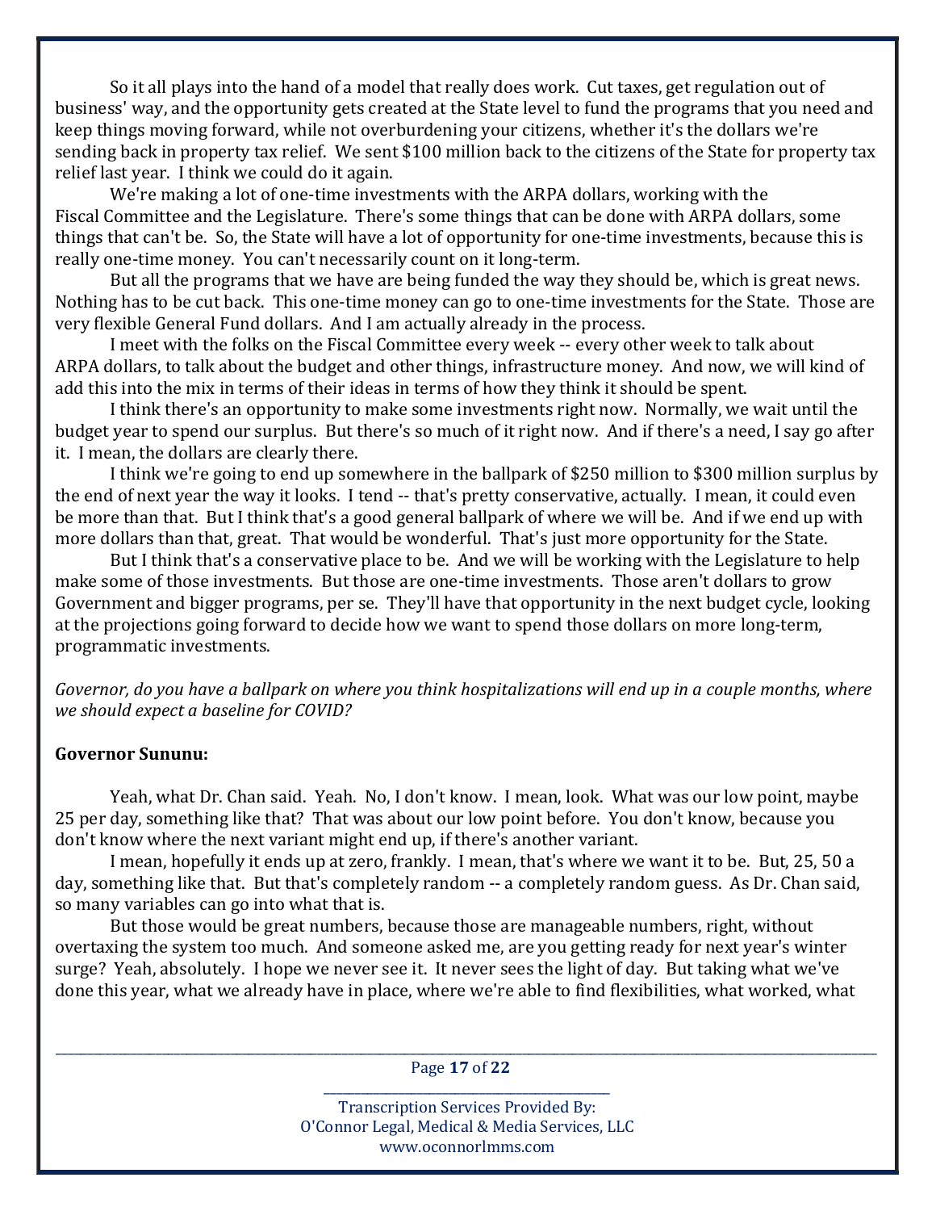So it all plays into the hand of a model that really does work. Cut taxes, get regulation out of business' way, and the opportunity gets created at the State level to fund the programs that you need and keep things moving forward, while not overburdening your citizens, whether it's the dollars we're sending back in property tax relief. We sent $100 million back to the citizens of the State for property tax relief last year. I think we could do it again.

We're making a lot of one-time investments with the ARPA dollars, working with the Fiscal Committee and the Legislature. There's some things that can be done with ARPA dollars, some things that can't be. So, the State will have a lot of opportunity for one-time investments, because this is really one-time money. You can't necessarily count on it long-term.

But all the programs that we have are being funded the way they should be, which is great news. Nothing has to be cut back. This one-time money can go to one-time investments for the State. Those are very flexible General Fund dollars. And I am actually already in the process.

I meet with the folks on the Fiscal Committee every week -- every other week to talk about ARPA dollars, to talk about the budget and other things, infrastructure money. And now, we will kind of add this into the mix in terms of their ideas in terms of how they think it should be spent.

I think there's an opportunity to make some investments right now. Normally, we wait until the budget year to spend our surplus. But there's so much of it right now. And if there's a need, I say go after it. I mean, the dollars are clearly there.

I think we're going to end up somewhere in the ballpark of $250 million to $300 million surplus by the end of next year the way it looks. I tend -- that's pretty conservative, actually. I mean, it could even be more than that. But I think that's a good general ballpark of where we will be. And if we end up with more dollars than that, great. That would be wonderful. That's just more opportunity for the State.

But I think that's a conservative place to be. And we will be working with the Legislature to help make some of those investments. But those are one-time investments. Those aren't dollars to grow Government and bigger programs, per se. They'll have that opportunity in the next budget cycle, looking at the projections going forward to decide how we want to spend those dollars on more long-term, programmatic investments.

*Governor, do you have a ballpark on where you think hospitalizations will end up in a couple months, where we should expect a baseline for COVID?*

**Governor Sununu:**

Yeah, what Dr. Chan said. Yeah. No, I don't know. I mean, look. What was our low point, maybe 25 per day, something like that? That was about our low point before. You don't know, because you don't know where the next variant might end up, if there's another variant.

I mean, hopefully it ends up at zero, frankly. I mean, that's where we want it to be. But, 25, 50 a day, something like that. But that's completely random -- a completely random guess. As Dr. Chan said, so many variables can go into what that is.

But those would be great numbers, because those are manageable numbers, right, without overtaxing the system too much. And someone asked me, are you getting ready for next year's winter surge? Yeah, absolutely. I hope we never see it. It never sees the light of day. But taking what we've done this year, what we already have in place, where we're able to find flexibilities, what worked, what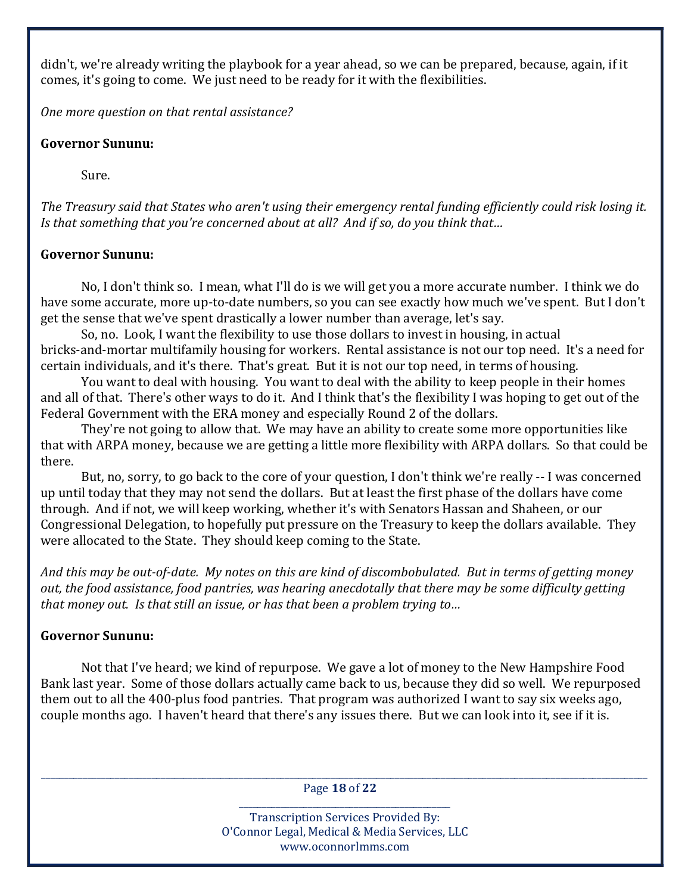didn't, we're already writing the playbook for a year ahead, so we can be prepared, because, again, if it comes, it's going to come. We just need to be ready for it with the flexibilities.

*One more question on that rental assistance?*

**Governor Sununu:**

Sure.

*The Treasury said that States who aren't using their emergency rental funding efficiently could risk losing it. Is that something that you're concerned about at all? And if so, do you think that…*

**Governor Sununu:**

No, I don't think so. I mean, what I'll do is we will get you a more accurate number. I think we do have some accurate, more up-to-date numbers, so you can see exactly how much we've spent. But I don't get the sense that we've spent drastically a lower number than average, let's say.

So, no. Look, I want the flexibility to use those dollars to invest in housing, in actual bricks-and-mortar multifamily housing for workers. Rental assistance is not our top need. It's a need for certain individuals, and it's there. That's great. But it is not our top need, in terms of housing.

You want to deal with housing. You want to deal with the ability to keep people in their homes and all of that. There's other ways to do it. And I think that's the flexibility I was hoping to get out of the Federal Government with the ERA money and especially Round 2 of the dollars.

They're not going to allow that. We may have an ability to create some more opportunities like that with ARPA money, because we are getting a little more flexibility with ARPA dollars. So that could be there.

But, no, sorry, to go back to the core of your question, I don't think we're really -- I was concerned up until today that they may not send the dollars. But at least the first phase of the dollars have come through. And if not, we will keep working, whether it's with Senators Hassan and Shaheen, or our Congressional Delegation, to hopefully put pressure on the Treasury to keep the dollars available. They were allocated to the State. They should keep coming to the State.

*And this may be out-of-date. My notes on this are kind of discombobulated. But in terms of getting money out, the food assistance, food pantries, was hearing anecdotally that there may be some difficulty getting that money out. Is that still an issue, or has that been a problem trying to…*

**Governor Sununu:**

Not that I've heard; we kind of repurpose. We gave a lot of money to the New Hampshire Food Bank last year. Some of those dollars actually came back to us, because they did so well. We repurposed them out to all the 400-plus food pantries. That program was authorized I want to say six weeks ago, couple months ago. I haven't heard that there's any issues there. But we can look into it, see if it is.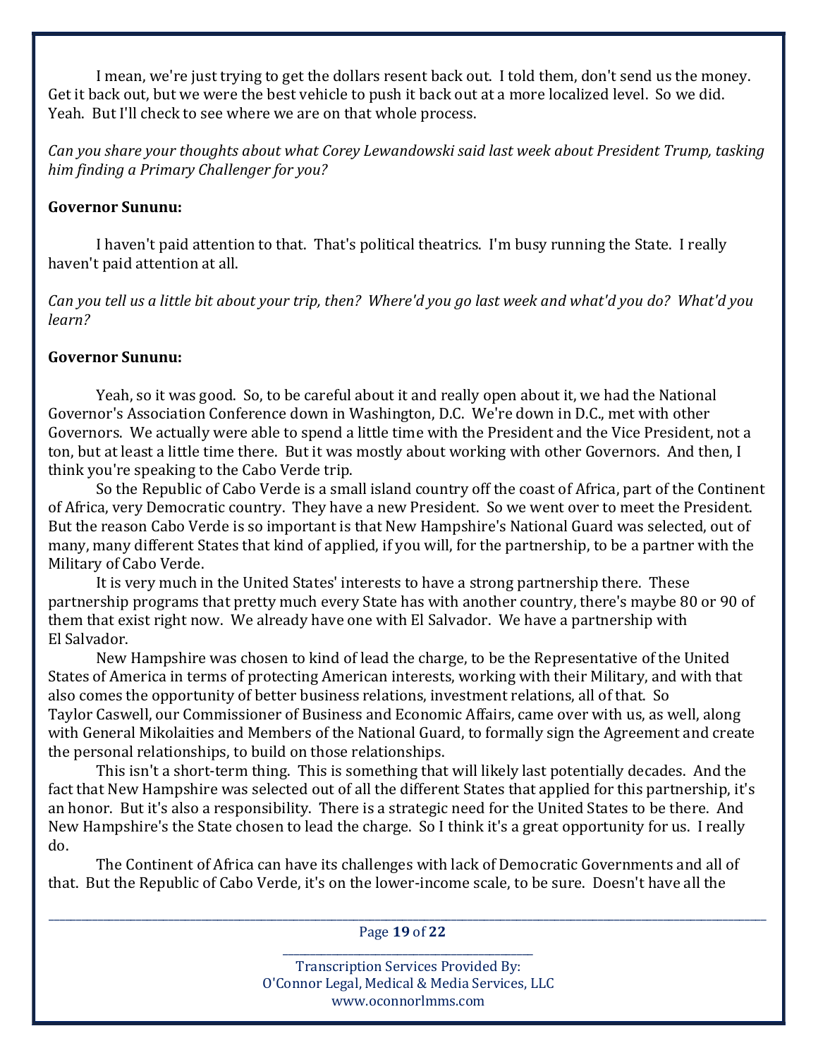I mean, we're just trying to get the dollars resent back out. I told them, don't send us the money. Get it back out, but we were the best vehicle to push it back out at a more localized level. So we did. Yeah. But I'll check to see where we are on that whole process.

*Can you share your thoughts about what Corey Lewandowski said last week about President Trump, tasking him finding a Primary Challenger for you?*

**Governor Sununu:**

I haven't paid attention to that. That's political theatrics. I'm busy running the State. I really haven't paid attention at all.

*Can you tell us a little bit about your trip, then? Where'd you go last week and what'd you do? What'd you learn?*

**Governor Sununu:**

Yeah, so it was good. So, to be careful about it and really open about it, we had the National Governor's Association Conference down in Washington, D.C. We're down in D.C., met with other Governors. We actually were able to spend a little time with the President and the Vice President, not a ton, but at least a little time there. But it was mostly about working with other Governors. And then, I think you're speaking to the Cabo Verde trip.

So the Republic of Cabo Verde is a small island country off the coast of Africa, part of the Continent of Africa, very Democratic country. They have a new President. So we went over to meet the President. But the reason Cabo Verde is so important is that New Hampshire's National Guard was selected, out of many, many different States that kind of applied, if you will, for the partnership, to be a partner with the Military of Cabo Verde.

It is very much in the United States' interests to have a strong partnership there. These partnership programs that pretty much every State has with another country, there's maybe 80 or 90 of them that exist right now. We already have one with El Salvador. We have a partnership with El Salvador.

New Hampshire was chosen to kind of lead the charge, to be the Representative of the United States of America in terms of protecting American interests, working with their Military, and with that also comes the opportunity of better business relations, investment relations, all of that. So Taylor Caswell, our Commissioner of Business and Economic Affairs, came over with us, as well, along with General Mikolaities and Members of the National Guard, to formally sign the Agreement and create the personal relationships, to build on those relationships.

This isn't a short-term thing. This is something that will likely last potentially decades. And the fact that New Hampshire was selected out of all the different States that applied for this partnership, it's an honor. But it's also a responsibility. There is a strategic need for the United States to be there. And New Hampshire's the State chosen to lead the charge. So I think it's a great opportunity for us. I really do.

The Continent of Africa can have its challenges with lack of Democratic Governments and all of that. But the Republic of Cabo Verde, it's on the lower-income scale, to be sure. Doesn't have all the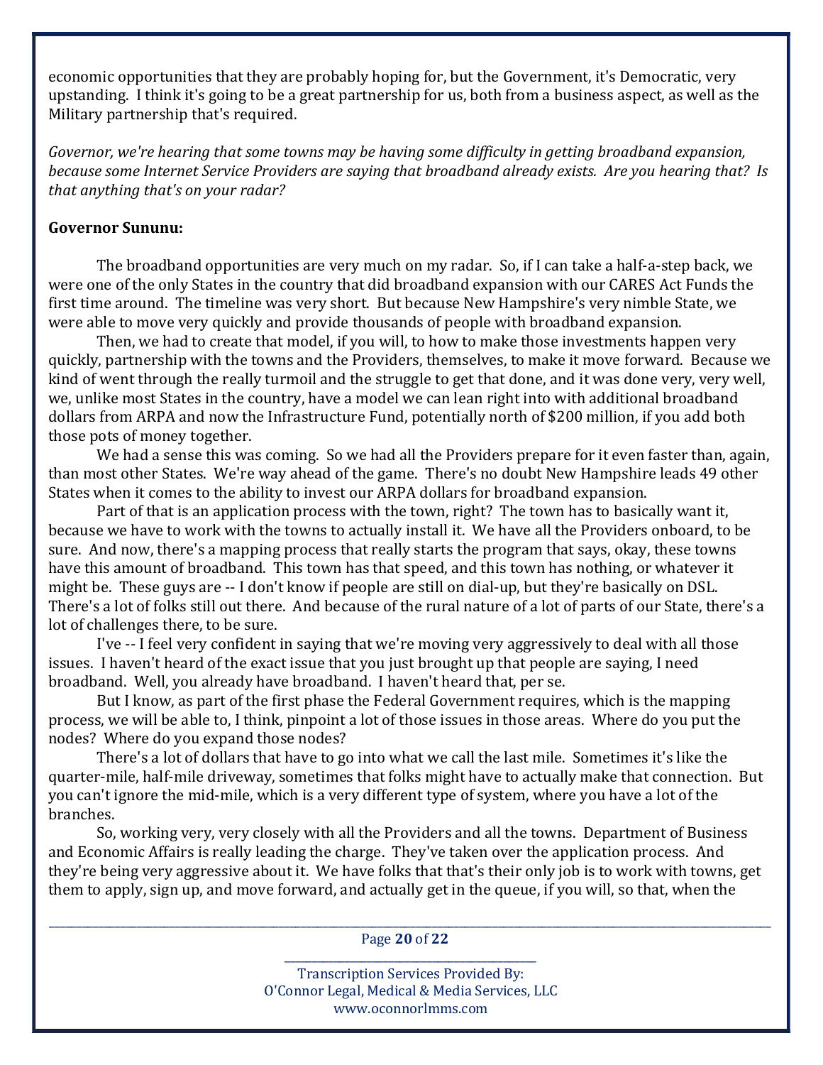economic opportunities that they are probably hoping for, but the Government, it's Democratic, very upstanding. I think it's going to be a great partnership for us, both from a business aspect, as well as the Military partnership that's required.

*Governor, we're hearing that some towns may be having some difficulty in getting broadband expansion, because some Internet Service Providers are saying that broadband already exists. Are you hearing that? Is that anything that's on your radar?*

**Governor Sununu:**

The broadband opportunities are very much on my radar. So, if I can take a half-a-step back, we were one of the only States in the country that did broadband expansion with our CARES Act Funds the first time around. The timeline was very short. But because New Hampshire's very nimble State, we were able to move very quickly and provide thousands of people with broadband expansion.

Then, we had to create that model, if you will, to how to make those investments happen very quickly, partnership with the towns and the Providers, themselves, to make it move forward. Because we kind of went through the really turmoil and the struggle to get that done, and it was done very, very well, we, unlike most States in the country, have a model we can lean right into with additional broadband dollars from ARPA and now the Infrastructure Fund, potentially north of $200 million, if you add both those pots of money together.

We had a sense this was coming. So we had all the Providers prepare for it even faster than, again, than most other States. We're way ahead of the game. There's no doubt New Hampshire leads 49 other States when it comes to the ability to invest our ARPA dollars for broadband expansion.

Part of that is an application process with the town, right? The town has to basically want it, because we have to work with the towns to actually install it. We have all the Providers onboard, to be sure. And now, there's a mapping process that really starts the program that says, okay, these towns have this amount of broadband. This town has that speed, and this town has nothing, or whatever it might be. These guys are -- I don't know if people are still on dial-up, but they're basically on DSL. There's a lot of folks still out there. And because of the rural nature of a lot of parts of our State, there's a lot of challenges there, to be sure.

I've -- I feel very confident in saying that we're moving very aggressively to deal with all those issues. I haven't heard of the exact issue that you just brought up that people are saying, I need broadband. Well, you already have broadband. I haven't heard that, per se.

But I know, as part of the first phase the Federal Government requires, which is the mapping process, we will be able to, I think, pinpoint a lot of those issues in those areas. Where do you put the nodes? Where do you expand those nodes?

There's a lot of dollars that have to go into what we call the last mile. Sometimes it's like the quarter-mile, half-mile driveway, sometimes that folks might have to actually make that connection. But you can't ignore the mid-mile, which is a very different type of system, where you have a lot of the branches.

So, working very, very closely with all the Providers and all the towns. Department of Business and Economic Affairs is really leading the charge. They've taken over the application process. And they're being very aggressive about it. We have folks that that's their only job is to work with towns, get them to apply, sign up, and move forward, and actually get in the queue, if you will, so that, when the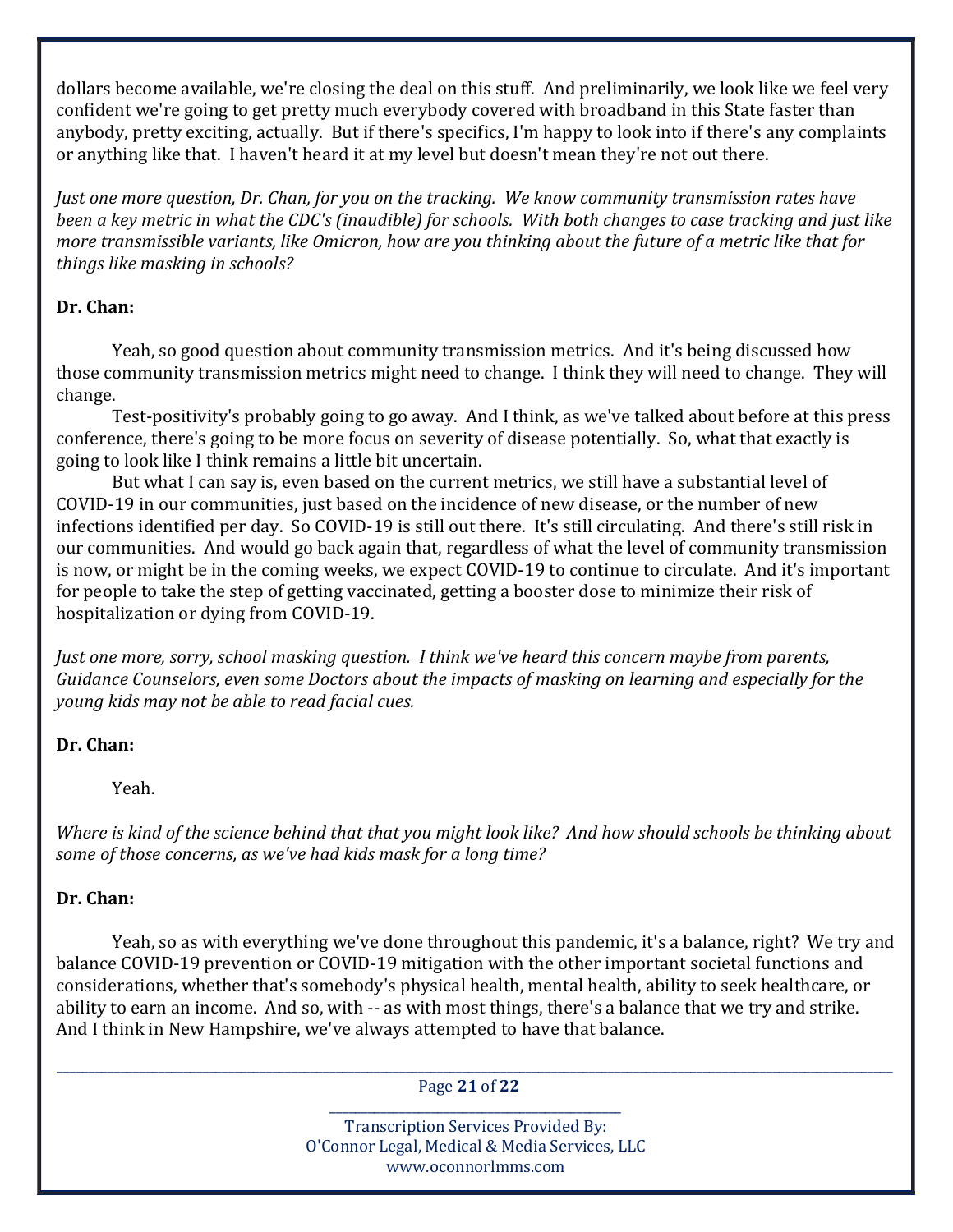dollars become available, we're closing the deal on this stuff. And preliminarily, we look like we feel very confident we're going to get pretty much everybody covered with broadband in this State faster than anybody, pretty exciting, actually. But if there's specifics, I'm happy to look into if there's any complaints or anything like that. I haven't heard it at my level but doesn't mean they're not out there.

*Just one more question, Dr. Chan, for you on the tracking. We know community transmission rates have been a key metric in what the CDC's (inaudible) for schools. With both changes to case tracking and just like more transmissible variants, like Omicron, how are you thinking about the future of a metric like that for things like masking in schools?*

**Dr. Chan:**

Yeah, so good question about community transmission metrics. And it's being discussed how those community transmission metrics might need to change. I think they will need to change. They will change.

Test-positivity's probably going to go away. And I think, as we've talked about before at this press conference, there's going to be more focus on severity of disease potentially. So, what that exactly is going to look like I think remains a little bit uncertain.

But what I can say is, even based on the current metrics, we still have a substantial level of COVID-19 in our communities, just based on the incidence of new disease, or the number of new infections identified per day. So COVID-19 is still out there. It's still circulating. And there's still risk in our communities. And would go back again that, regardless of what the level of community transmission is now, or might be in the coming weeks, we expect COVID-19 to continue to circulate. And it's important for people to take the step of getting vaccinated, getting a booster dose to minimize their risk of hospitalization or dying from COVID-19.

*Just one more, sorry, school masking question. I think we've heard this concern maybe from parents, Guidance Counselors, even some Doctors about the impacts of masking on learning and especially for the young kids may not be able to read facial cues.*

**Dr. Chan:**

Yeah.

*Where is kind of the science behind that that you might look like? And how should schools be thinking about some of those concerns, as we've had kids mask for a long time?*

**Dr. Chan:**

Yeah, so as with everything we've done throughout this pandemic, it's a balance, right? We try and balance COVID-19 prevention or COVID-19 mitigation with the other important societal functions and considerations, whether that's somebody's physical health, mental health, ability to seek healthcare, or ability to earn an income. And so, with -- as with most things, there's a balance that we try and strike. And I think in New Hampshire, we've always attempted to have that balance.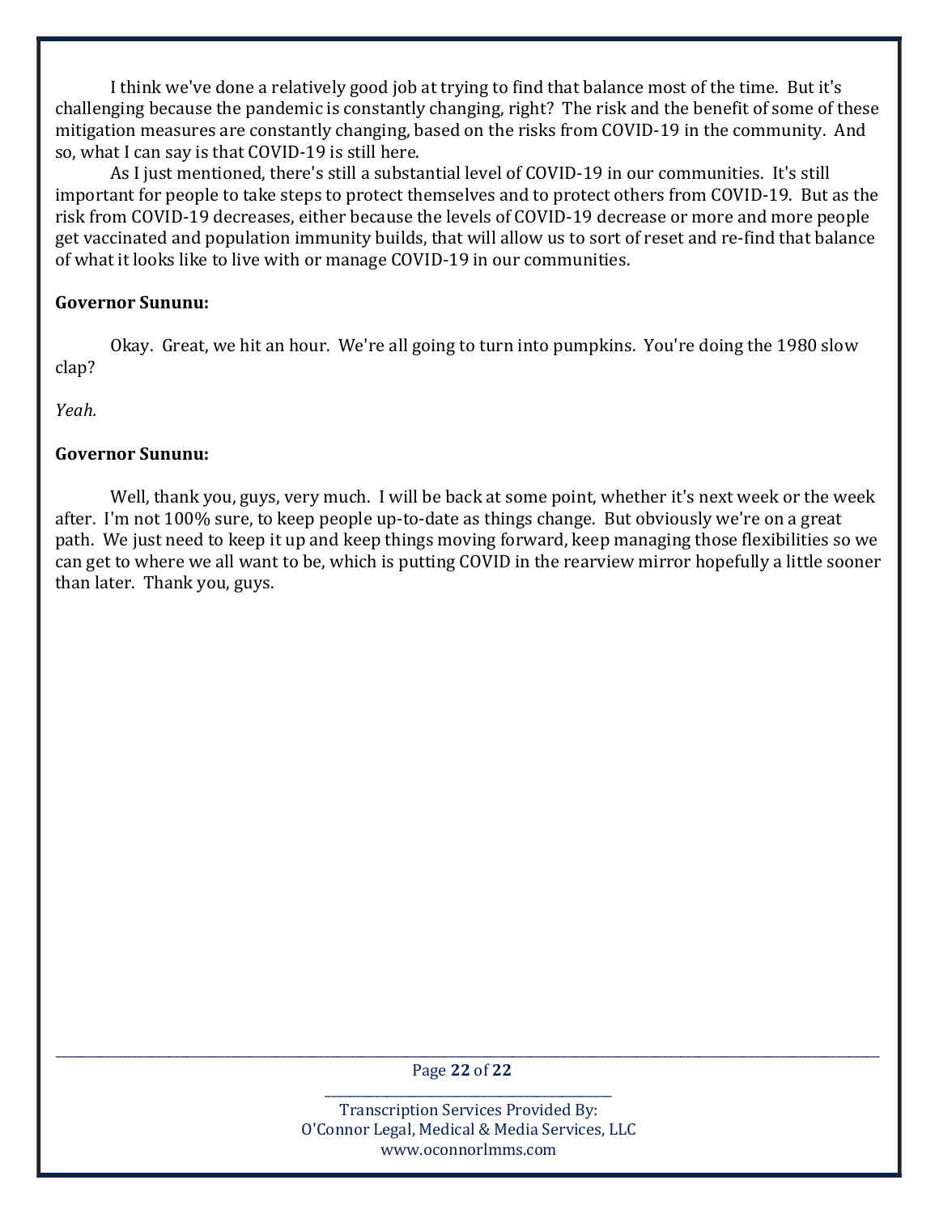I think we've done a relatively good job at trying to find that balance most of the time. But it's challenging because the pandemic is constantly changing, right? The risk and the benefit of some of these mitigation measures are constantly changing, based on the risks from COVID-19 in the community. And so, what I can say is that COVID-19 is still here.

As I just mentioned, there's still a substantial level of COVID-19 in our communities. It's still important for people to take steps to protect themselves and to protect others from COVID-19. But as the risk from COVID-19 decreases, either because the levels of COVID-19 decrease or more and more people get vaccinated and population immunity builds, that will allow us to sort of reset and re-find that balance of what it looks like to live with or manage COVID-19 in our communities.

**Governor Sununu:**

Okay. Great, we hit an hour. We're all going to turn into pumpkins. You're doing the 1980 slow clap?

*Yeah.*

**Governor Sununu:**

Well, thank you, guys, very much. I will be back at some point, whether it's next week or the week after. I'm not 100% sure, to keep people up-to-date as things change. But obviously we're on a great path. We just need to keep it up and keep things moving forward, keep managing those flexibilities so we can get to where we all want to be, which is putting COVID in the rearview mirror hopefully a little sooner than later. Thank you, guys.